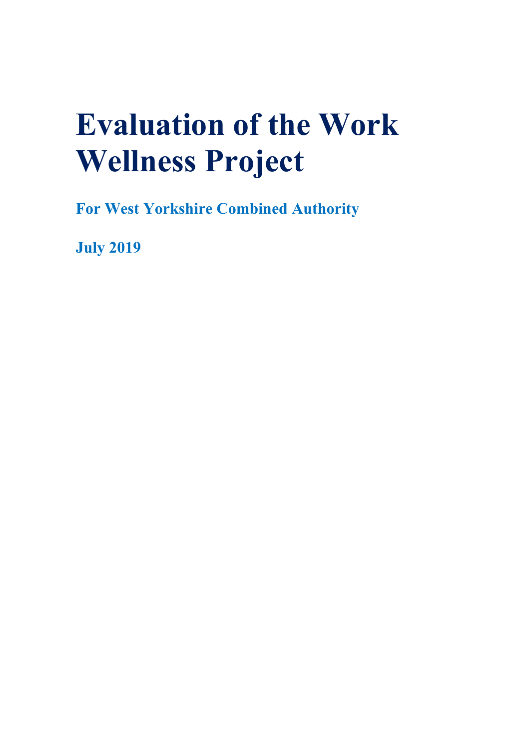# Evaluation of the Work Wellness Project

**For West Yorkshire Combined Authority**

**July 2019**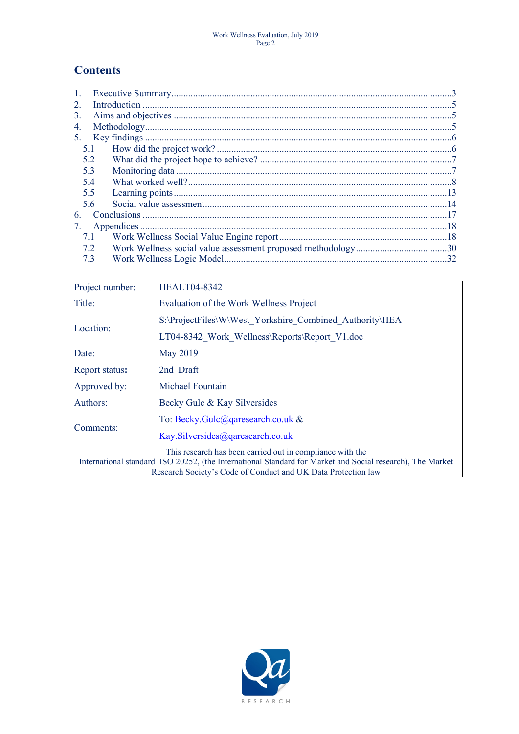## Contents

1. Executive Summary ........ 3
2. Introduction ........ 5
3. Aims and objectives ........ 5
4. Methodology ........ 5
5. Key findings ........ 6
   - 5.1 How did the project work? ........ 6
   - 5.2 What did the project hope to achieve? ........ 7
   - 5.3 Monitoring data ........ 7
   - 5.4 What worked well? ........ 8
   - 5.5 Learning points ........ 13
   - 5.6 Social value assessment ........ 14
6. Conclusions ........ 17
7. Appendices ........ 18
   - 7.1 Work Wellness Social Value Engine report ........ 18
   - 7.2 Work Wellness social value assessment proposed methodology ........ 30
   - 7.3 Work Wellness Logic Model ........ 32

| | |
|---|---|
| Project number: | HEALT04-8342 |
| Title: | Evaluation of the Work Wellness Project |
| Location: | S:\ProjectFiles\W\West_Yorkshire_Combined_Authority\HEALT04-8342_Work_Wellness\Reports\Report_V1.doc |
| Date: | May 2019 |
| Report status: | 2nd Draft |
| Approved by: | Michael Fountain |
| Authors: | Becky Gulc & Kay Silversides |
| Comments: | To: Becky.Gulc@qaresearch.co.uk & Kay.Silversides@qaresearch.co.uk |

This research has been carried out in compliance with the International standard ISO 20252, (the International Standard for Market and Social research), The Market Research Society's Code of Conduct and UK Data Protection law

Qa RESEARCH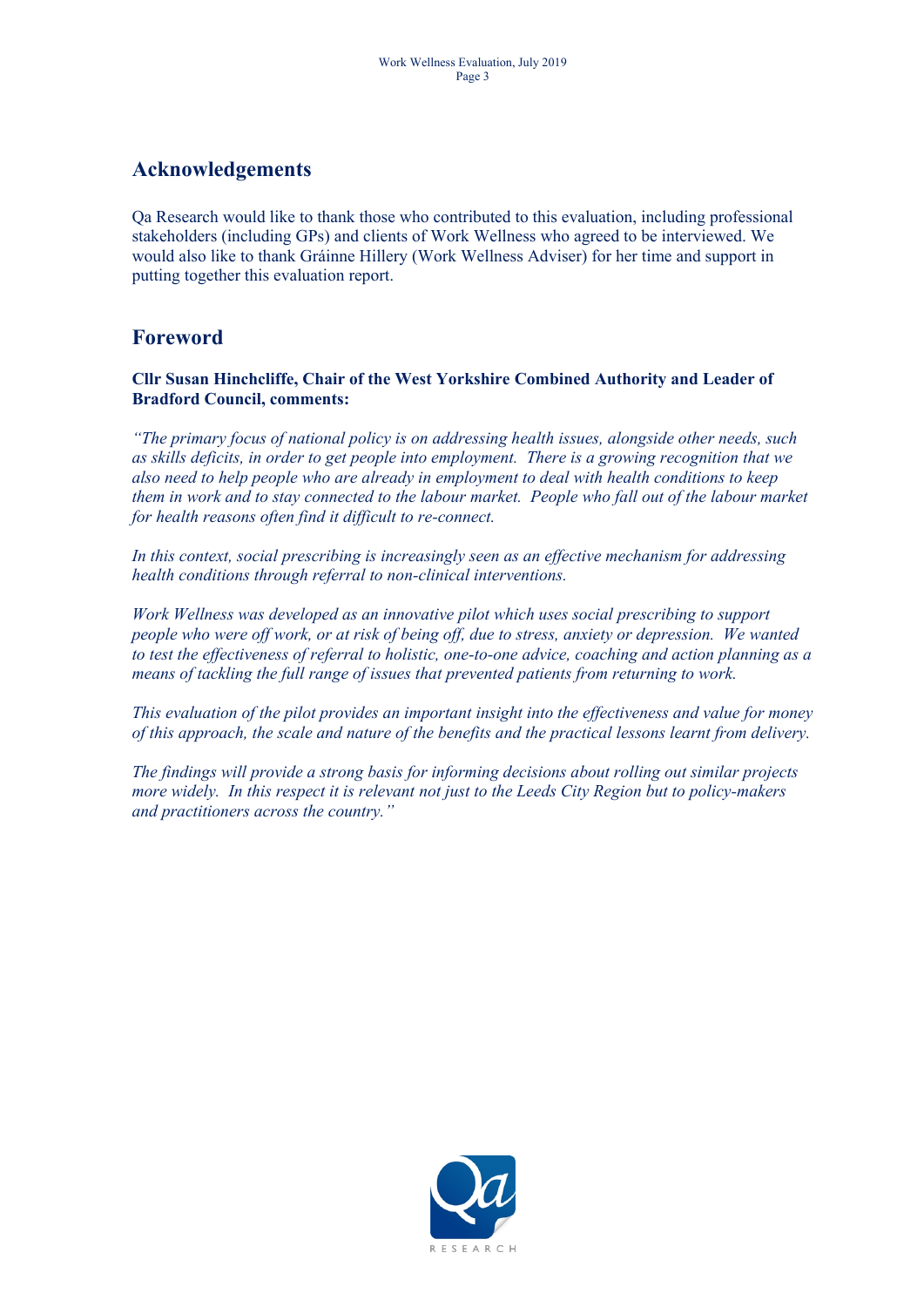## Acknowledgements

Qa Research would like to thank those who contributed to this evaluation, including professional stakeholders (including GPs) and clients of Work Wellness who agreed to be interviewed. We would also like to thank Gráinne Hillery (Work Wellness Adviser) for her time and support in putting together this evaluation report.

## Foreword

**Cllr Susan Hinchcliffe, Chair of the West Yorkshire Combined Authority and Leader of Bradford Council, comments:**

*"The primary focus of national policy is on addressing health issues, alongside other needs, such as skills deficits, in order to get people into employment. There is a growing recognition that we also need to help people who are already in employment to deal with health conditions to keep them in work and to stay connected to the labour market. People who fall out of the labour market for health reasons often find it difficult to re-connect.*

*In this context, social prescribing is increasingly seen as an effective mechanism for addressing health conditions through referral to non-clinical interventions.*

*Work Wellness was developed as an innovative pilot which uses social prescribing to support people who were off work, or at risk of being off, due to stress, anxiety or depression. We wanted to test the effectiveness of referral to holistic, one-to-one advice, coaching and action planning as a means of tackling the full range of issues that prevented patients from returning to work.*

*This evaluation of the pilot provides an important insight into the effectiveness and value for money of this approach, the scale and nature of the benefits and the practical lessons learnt from delivery.*

*The findings will provide a strong basis for informing decisions about rolling out similar projects more widely. In this respect it is relevant not just to the Leeds City Region but to policy-makers and practitioners across the country."*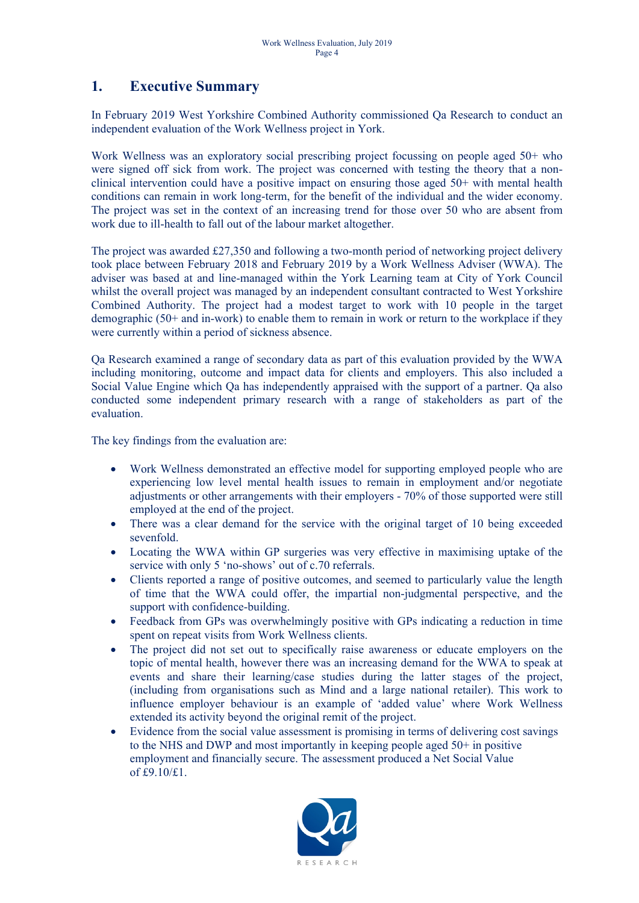# 1. Executive Summary

In February 2019 West Yorkshire Combined Authority commissioned Qa Research to conduct an independent evaluation of the Work Wellness project in York.

Work Wellness was an exploratory social prescribing project focussing on people aged 50+ who were signed off sick from work. The project was concerned with testing the theory that a non-clinical intervention could have a positive impact on ensuring those aged 50+ with mental health conditions can remain in work long-term, for the benefit of the individual and the wider economy. The project was set in the context of an increasing trend for those over 50 who are absent from work due to ill-health to fall out of the labour market altogether.

The project was awarded £27,350 and following a two-month period of networking project delivery took place between February 2018 and February 2019 by a Work Wellness Adviser (WWA). The adviser was based at and line-managed within the York Learning team at City of York Council whilst the overall project was managed by an independent consultant contracted to West Yorkshire Combined Authority. The project had a modest target to work with 10 people in the target demographic (50+ and in-work) to enable them to remain in work or return to the workplace if they were currently within a period of sickness absence.

Qa Research examined a range of secondary data as part of this evaluation provided by the WWA including monitoring, outcome and impact data for clients and employers. This also included a Social Value Engine which Qa has independently appraised with the support of a partner. Qa also conducted some independent primary research with a range of stakeholders as part of the evaluation.

The key findings from the evaluation are:

- Work Wellness demonstrated an effective model for supporting employed people who are experiencing low level mental health issues to remain in employment and/or negotiate adjustments or other arrangements with their employers - 70% of those supported were still employed at the end of the project.
- There was a clear demand for the service with the original target of 10 being exceeded sevenfold.
- Locating the WWA within GP surgeries was very effective in maximising uptake of the service with only 5 'no-shows' out of c.70 referrals.
- Clients reported a range of positive outcomes, and seemed to particularly value the length of time that the WWA could offer, the impartial non-judgmental perspective, and the support with confidence-building.
- Feedback from GPs was overwhelmingly positive with GPs indicating a reduction in time spent on repeat visits from Work Wellness clients.
- The project did not set out to specifically raise awareness or educate employers on the topic of mental health, however there was an increasing demand for the WWA to speak at events and share their learning/case studies during the latter stages of the project, (including from organisations such as Mind and a large national retailer). This work to influence employer behaviour is an example of 'added value' where Work Wellness extended its activity beyond the original remit of the project.
- Evidence from the social value assessment is promising in terms of delivering cost savings to the NHS and DWP and most importantly in keeping people aged 50+ in positive employment and financially secure. The assessment produced a Net Social Value of £9.10/£1.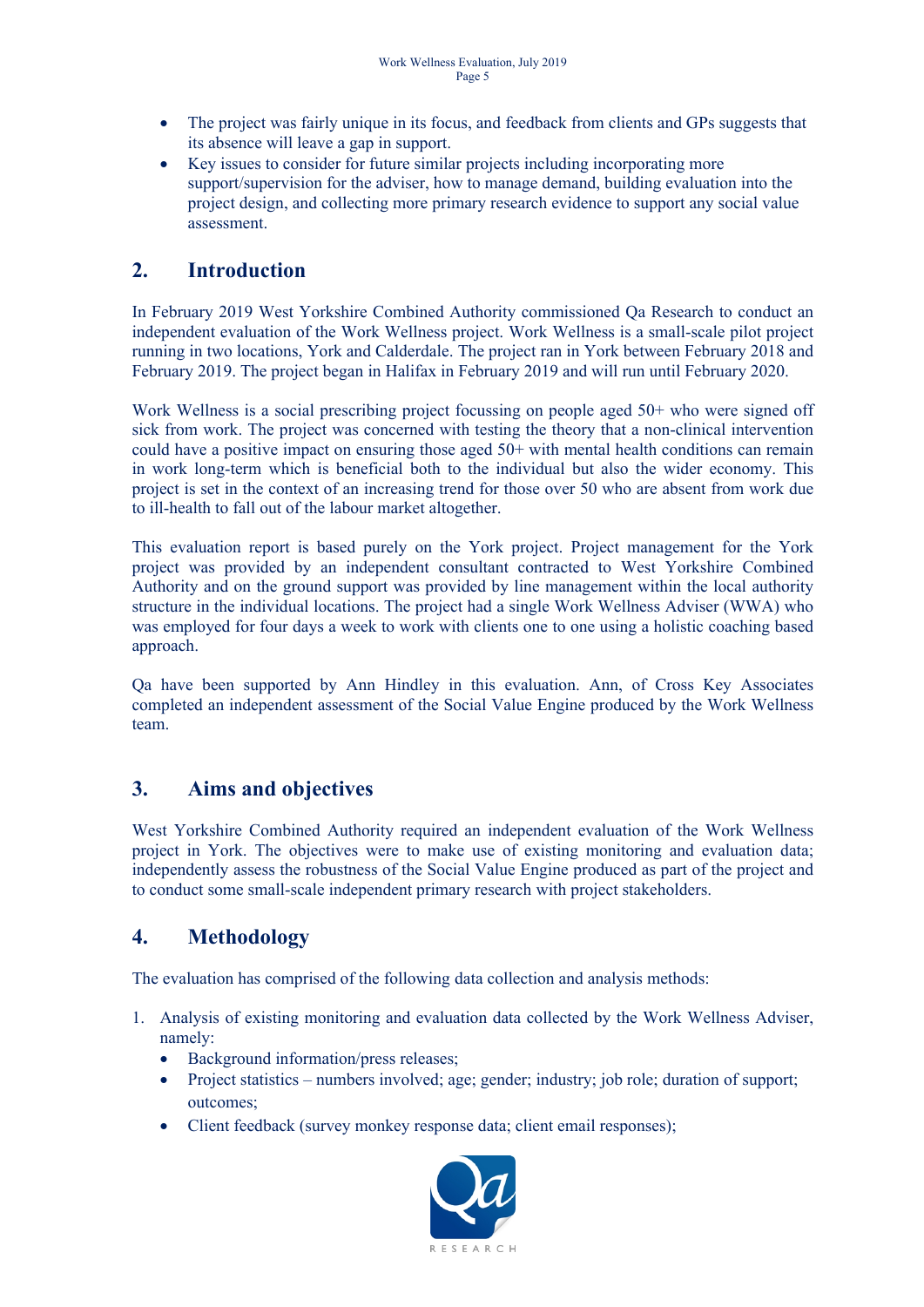- The project was fairly unique in its focus, and feedback from clients and GPs suggests that its absence will leave a gap in support.
- Key issues to consider for future similar projects including incorporating more support/supervision for the adviser, how to manage demand, building evaluation into the project design, and collecting more primary research evidence to support any social value assessment.

## 2. Introduction

In February 2019 West Yorkshire Combined Authority commissioned Qa Research to conduct an independent evaluation of the Work Wellness project. Work Wellness is a small-scale pilot project running in two locations, York and Calderdale. The project ran in York between February 2018 and February 2019. The project began in Halifax in February 2019 and will run until February 2020.

Work Wellness is a social prescribing project focussing on people aged 50+ who were signed off sick from work. The project was concerned with testing the theory that a non-clinical intervention could have a positive impact on ensuring those aged 50+ with mental health conditions can remain in work long-term which is beneficial both to the individual but also the wider economy. This project is set in the context of an increasing trend for those over 50 who are absent from work due to ill-health to fall out of the labour market altogether.

This evaluation report is based purely on the York project. Project management for the York project was provided by an independent consultant contracted to West Yorkshire Combined Authority and on the ground support was provided by line management within the local authority structure in the individual locations. The project had a single Work Wellness Adviser (WWA) who was employed for four days a week to work with clients one to one using a holistic coaching based approach.

Qa have been supported by Ann Hindley in this evaluation. Ann, of Cross Key Associates completed an independent assessment of the Social Value Engine produced by the Work Wellness team.

## 3. Aims and objectives

West Yorkshire Combined Authority required an independent evaluation of the Work Wellness project in York. The objectives were to make use of existing monitoring and evaluation data; independently assess the robustness of the Social Value Engine produced as part of the project and to conduct some small-scale independent primary research with project stakeholders.

## 4. Methodology

The evaluation has comprised of the following data collection and analysis methods:

1. Analysis of existing monitoring and evaluation data collected by the Work Wellness Adviser, namely:
   - Background information/press releases;
   - Project statistics – numbers involved; age; gender; industry; job role; duration of support; outcomes;
   - Client feedback (survey monkey response data; client email responses);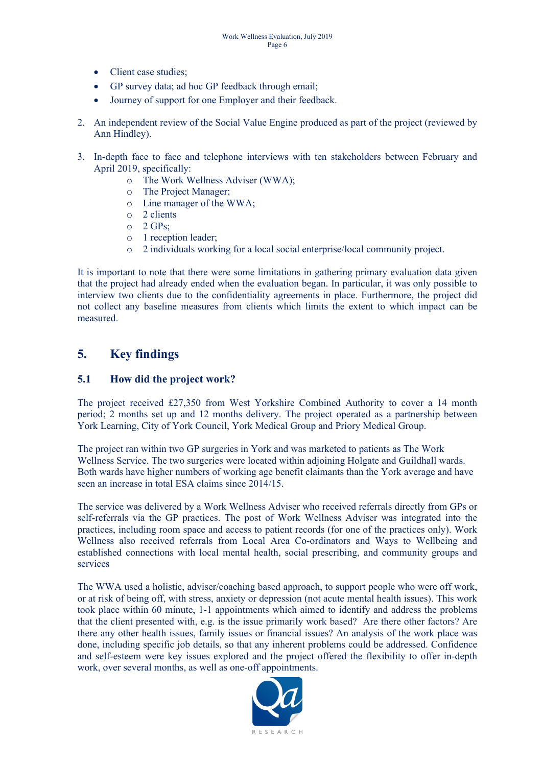- Client case studies;
- GP survey data; ad hoc GP feedback through email;
- Journey of support for one Employer and their feedback.

2. An independent review of the Social Value Engine produced as part of the project (reviewed by Ann Hindley).

3. In-depth face to face and telephone interviews with ten stakeholders between February and April 2019, specifically:
    - The Work Wellness Adviser (WWA);
    - The Project Manager;
    - Line manager of the WWA;
    - 2 clients
    - 2 GPs;
    - 1 reception leader;
    - 2 individuals working for a local social enterprise/local community project.

It is important to note that there were some limitations in gathering primary evaluation data given that the project had already ended when the evaluation began. In particular, it was only possible to interview two clients due to the confidentiality agreements in place. Furthermore, the project did not collect any baseline measures from clients which limits the extent to which impact can be measured.

## 5. Key findings

### 5.1 How did the project work?

The project received £27,350 from West Yorkshire Combined Authority to cover a 14 month period; 2 months set up and 12 months delivery. The project operated as a partnership between York Learning, City of York Council, York Medical Group and Priory Medical Group.

The project ran within two GP surgeries in York and was marketed to patients as The Work Wellness Service. The two surgeries were located within adjoining Holgate and Guildhall wards. Both wards have higher numbers of working age benefit claimants than the York average and have seen an increase in total ESA claims since 2014/15.

The service was delivered by a Work Wellness Adviser who received referrals directly from GPs or self-referrals via the GP practices. The post of Work Wellness Adviser was integrated into the practices, including room space and access to patient records (for one of the practices only). Work Wellness also received referrals from Local Area Co-ordinators and Ways to Wellbeing and established connections with local mental health, social prescribing, and community groups and services

The WWA used a holistic, adviser/coaching based approach, to support people who were off work, or at risk of being off, with stress, anxiety or depression (not acute mental health issues). This work took place within 60 minute, 1-1 appointments which aimed to identify and address the problems that the client presented with, e.g. is the issue primarily work based? Are there other factors? Are there any other health issues, family issues or financial issues? An analysis of the work place was done, including specific job details, so that any inherent problems could be addressed. Confidence and self-esteem were key issues explored and the project offered the flexibility to offer in-depth work, over several months, as well as one-off appointments.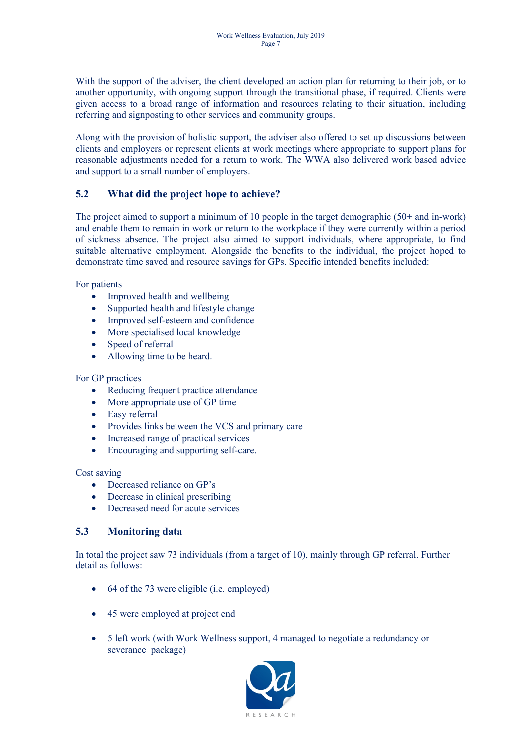With the support of the adviser, the client developed an action plan for returning to their job, or to another opportunity, with ongoing support through the transitional phase, if required. Clients were given access to a broad range of information and resources relating to their situation, including referring and signposting to other services and community groups.

Along with the provision of holistic support, the adviser also offered to set up discussions between clients and employers or represent clients at work meetings where appropriate to support plans for reasonable adjustments needed for a return to work. The WWA also delivered work based advice and support to a small number of employers.

## 5.2 What did the project hope to achieve?

The project aimed to support a minimum of 10 people in the target demographic (50+ and in-work) and enable them to remain in work or return to the workplace if they were currently within a period of sickness absence. The project also aimed to support individuals, where appropriate, to find suitable alternative employment. Alongside the benefits to the individual, the project hoped to demonstrate time saved and resource savings for GPs. Specific intended benefits included:

For patients

- Improved health and wellbeing
- Supported health and lifestyle change
- Improved self-esteem and confidence
- More specialised local knowledge
- Speed of referral
- Allowing time to be heard.

For GP practices

- Reducing frequent practice attendance
- More appropriate use of GP time
- Easy referral
- Provides links between the VCS and primary care
- Increased range of practical services
- Encouraging and supporting self-care.

Cost saving

- Decreased reliance on GP's
- Decrease in clinical prescribing
- Decreased need for acute services

## 5.3 Monitoring data

In total the project saw 73 individuals (from a target of 10), mainly through GP referral. Further detail as follows:

- 64 of the 73 were eligible (i.e. employed)
- 45 were employed at project end
- 5 left work (with Work Wellness support, 4 managed to negotiate a redundancy or severance package)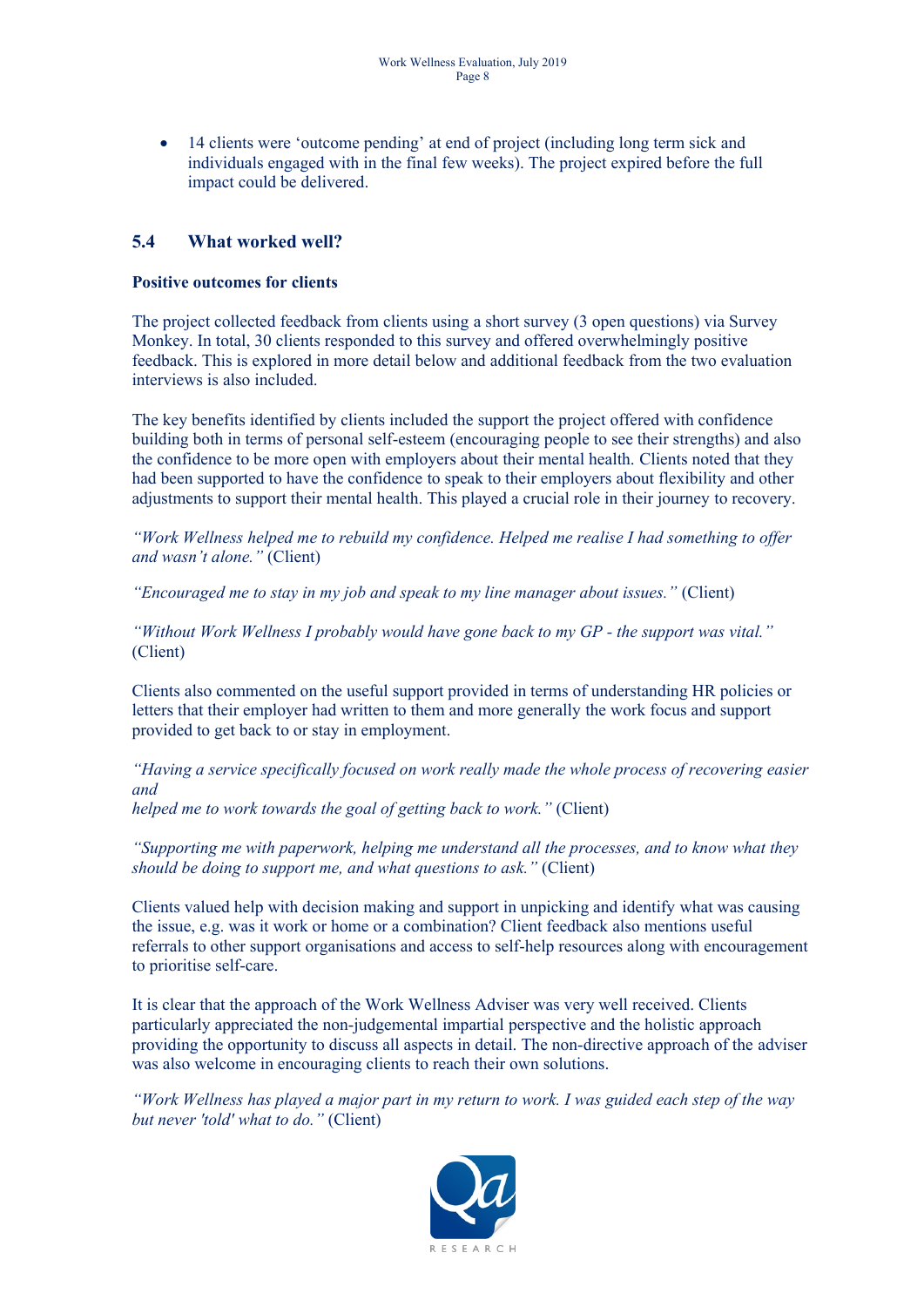- 14 clients were 'outcome pending' at end of project (including long term sick and individuals engaged with in the final few weeks). The project expired before the full impact could be delivered.

## 5.4 What worked well?

**Positive outcomes for clients**

The project collected feedback from clients using a short survey (3 open questions) via Survey Monkey. In total, 30 clients responded to this survey and offered overwhelmingly positive feedback. This is explored in more detail below and additional feedback from the two evaluation interviews is also included.

The key benefits identified by clients included the support the project offered with confidence building both in terms of personal self-esteem (encouraging people to see their strengths) and also the confidence to be more open with employers about their mental health. Clients noted that they had been supported to have the confidence to speak to their employers about flexibility and other adjustments to support their mental health. This played a crucial role in their journey to recovery.

*"Work Wellness helped me to rebuild my confidence. Helped me realise I had something to offer and wasn't alone."* (Client)

*"Encouraged me to stay in my job and speak to my line manager about issues."* (Client)

*"Without Work Wellness I probably would have gone back to my GP - the support was vital."* (Client)

Clients also commented on the useful support provided in terms of understanding HR policies or letters that their employer had written to them and more generally the work focus and support provided to get back to or stay in employment.

*"Having a service specifically focused on work really made the whole process of recovering easier and helped me to work towards the goal of getting back to work."* (Client)

*"Supporting me with paperwork, helping me understand all the processes, and to know what they should be doing to support me, and what questions to ask."* (Client)

Clients valued help with decision making and support in unpicking and identify what was causing the issue, e.g. was it work or home or a combination? Client feedback also mentions useful referrals to other support organisations and access to self-help resources along with encouragement to prioritise self-care.

It is clear that the approach of the Work Wellness Adviser was very well received. Clients particularly appreciated the non-judgemental impartial perspective and the holistic approach providing the opportunity to discuss all aspects in detail. The non-directive approach of the adviser was also welcome in encouraging clients to reach their own solutions.

*"Work Wellness has played a major part in my return to work. I was guided each step of the way but never 'told' what to do."* (Client)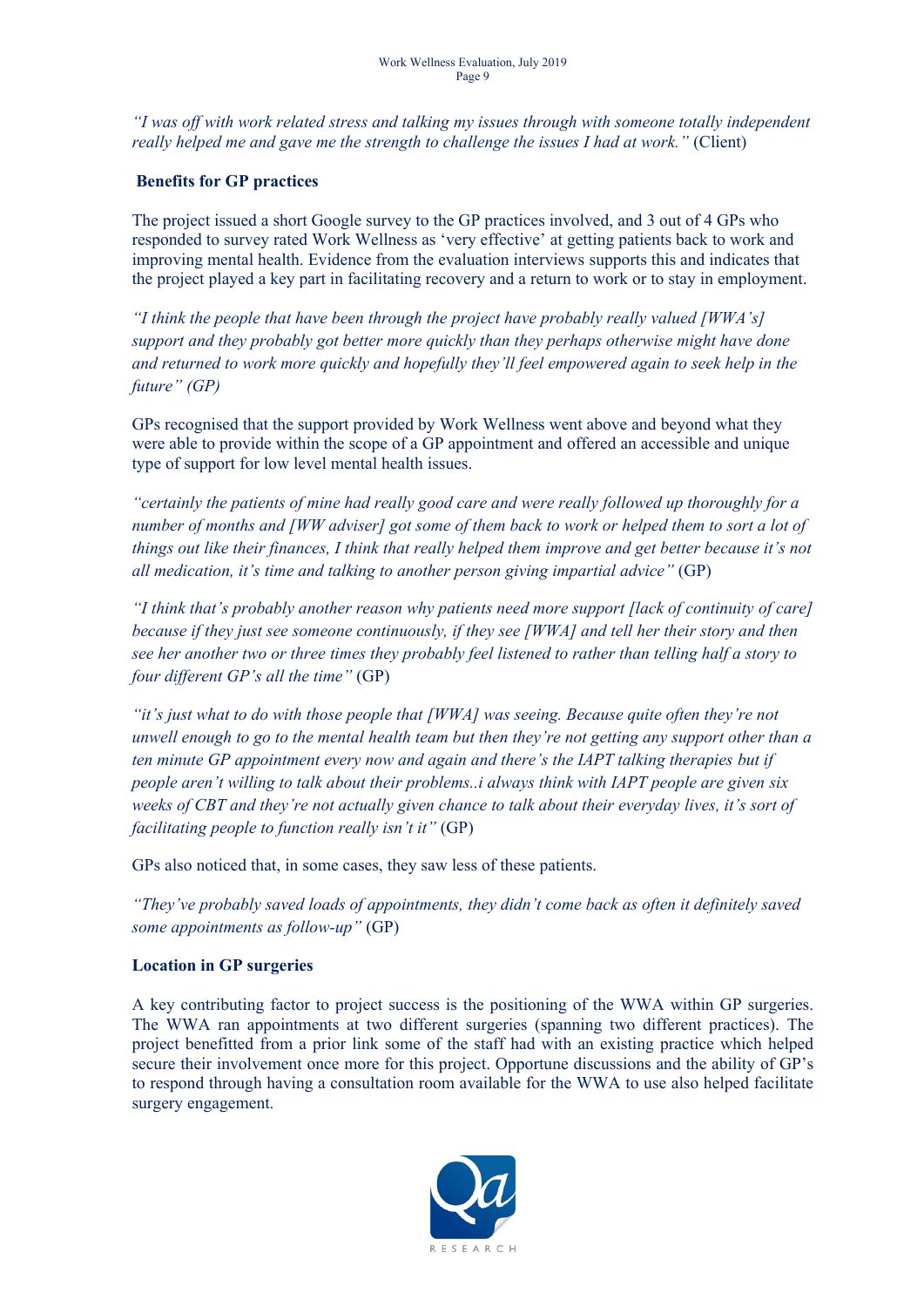*"I was off with work related stress and talking my issues through with someone totally independent really helped me and gave me the strength to challenge the issues I had at work."* (Client)

**Benefits for GP practices**

The project issued a short Google survey to the GP practices involved, and 3 out of 4 GPs who responded to survey rated Work Wellness as 'very effective' at getting patients back to work and improving mental health. Evidence from the evaluation interviews supports this and indicates that the project played a key part in facilitating recovery and a return to work or to stay in employment.

*"I think the people that have been through the project have probably really valued [WWA's] support and they probably got better more quickly than they perhaps otherwise might have done and returned to work more quickly and hopefully they'll feel empowered again to seek help in the future" (GP)*

GPs recognised that the support provided by Work Wellness went above and beyond what they were able to provide within the scope of a GP appointment and offered an accessible and unique type of support for low level mental health issues.

*"certainly the patients of mine had really good care and were really followed up thoroughly for a number of months and [WW adviser] got some of them back to work or helped them to sort a lot of things out like their finances, I think that really helped them improve and get better because it's not all medication, it's time and talking to another person giving impartial advice"* (GP)

*"I think that's probably another reason why patients need more support [lack of continuity of care] because if they just see someone continuously, if they see [WWA] and tell her their story and then see her another two or three times they probably feel listened to rather than telling half a story to four different GP's all the time"* (GP)

*"it's just what to do with those people that [WWA] was seeing. Because quite often they're not unwell enough to go to the mental health team but then they're not getting any support other than a ten minute GP appointment every now and again and there's the IAPT talking therapies but if people aren't willing to talk about their problems..i always think with IAPT people are given six weeks of CBT and they're not actually given chance to talk about their everyday lives, it's sort of facilitating people to function really isn't it"* (GP)

GPs also noticed that, in some cases, they saw less of these patients.

*"They've probably saved loads of appointments, they didn't come back as often it definitely saved some appointments as follow-up"* (GP)

**Location in GP surgeries**

A key contributing factor to project success is the positioning of the WWA within GP surgeries. The WWA ran appointments at two different surgeries (spanning two different practices). The project benefitted from a prior link some of the staff had with an existing practice which helped secure their involvement once more for this project. Opportune discussions and the ability of GP's to respond through having a consultation room available for the WWA to use also helped facilitate surgery engagement.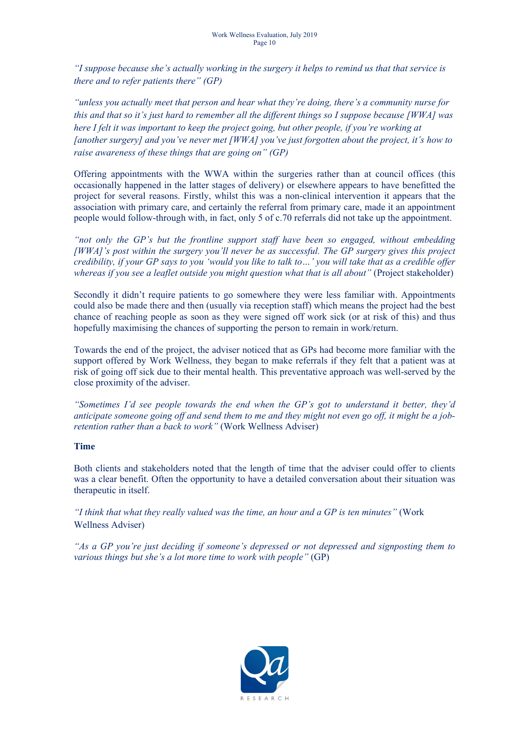*"I suppose because she's actually working in the surgery it helps to remind us that that service is there and to refer patients there" (GP)*

*"unless you actually meet that person and hear what they're doing, there's a community nurse for this and that so it's just hard to remember all the different things so I suppose because [WWA] was here I felt it was important to keep the project going, but other people, if you're working at [another surgery] and you've never met [WWA] you've just forgotten about the project, it's how to raise awareness of these things that are going on" (GP)*

Offering appointments with the WWA within the surgeries rather than at council offices (this occasionally happened in the latter stages of delivery) or elsewhere appears to have benefitted the project for several reasons. Firstly, whilst this was a non-clinical intervention it appears that the association with primary care, and certainly the referral from primary care, made it an appointment people would follow-through with, in fact, only 5 of c.70 referrals did not take up the appointment.

*"not only the GP's but the frontline support staff have been so engaged, without embedding [WWA]'s post within the surgery you'll never be as successful. The GP surgery gives this project credibility, if your GP says to you 'would you like to talk to…' you will take that as a credible offer whereas if you see a leaflet outside you might question what that is all about"* (Project stakeholder)

Secondly it didn't require patients to go somewhere they were less familiar with. Appointments could also be made there and then (usually via reception staff) which means the project had the best chance of reaching people as soon as they were signed off work sick (or at risk of this) and thus hopefully maximising the chances of supporting the person to remain in work/return.

Towards the end of the project, the adviser noticed that as GPs had become more familiar with the support offered by Work Wellness, they began to make referrals if they felt that a patient was at risk of going off sick due to their mental health. This preventative approach was well-served by the close proximity of the adviser.

*"Sometimes I'd see people towards the end when the GP's got to understand it better, they'd anticipate someone going off and send them to me and they might not even go off, it might be a job-retention rather than a back to work"* (Work Wellness Adviser)

**Time**

Both clients and stakeholders noted that the length of time that the adviser could offer to clients was a clear benefit. Often the opportunity to have a detailed conversation about their situation was therapeutic in itself.

*"I think that what they really valued was the time, an hour and a GP is ten minutes"* (Work Wellness Adviser)

*"As a GP you're just deciding if someone's depressed or not depressed and signposting them to various things but she's a lot more time to work with people"* (GP)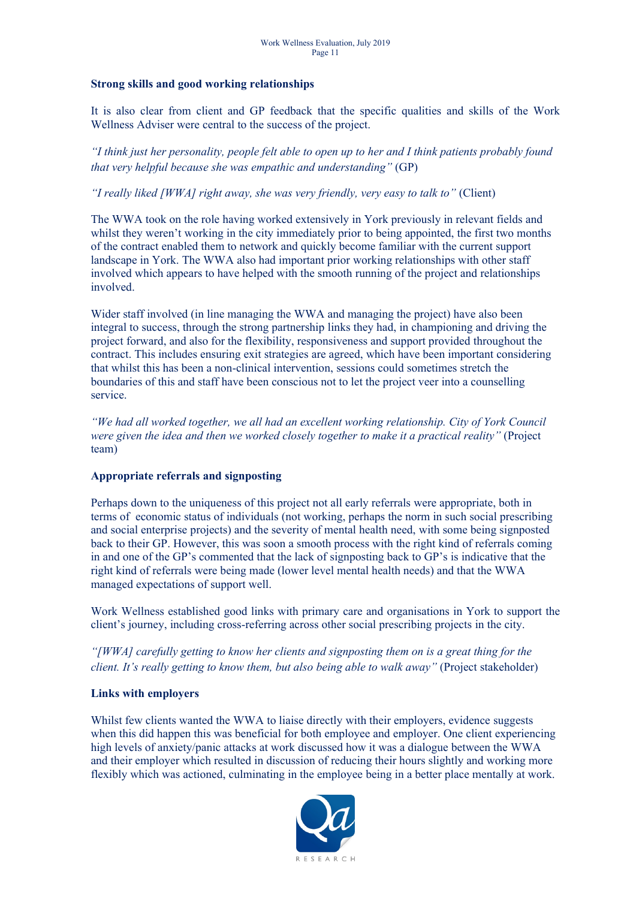### Strong skills and good working relationships

It is also clear from client and GP feedback that the specific qualities and skills of the Work Wellness Adviser were central to the success of the project.

*"I think just her personality, people felt able to open up to her and I think patients probably found that very helpful because she was empathic and understanding"* (GP)

*"I really liked [WWA] right away, she was very friendly, very easy to talk to"* (Client)

The WWA took on the role having worked extensively in York previously in relevant fields and whilst they weren't working in the city immediately prior to being appointed, the first two months of the contract enabled them to network and quickly become familiar with the current support landscape in York. The WWA also had important prior working relationships with other staff involved which appears to have helped with the smooth running of the project and relationships involved.

Wider staff involved (in line managing the WWA and managing the project) have also been integral to success, through the strong partnership links they had, in championing and driving the project forward, and also for the flexibility, responsiveness and support provided throughout the contract. This includes ensuring exit strategies are agreed, which have been important considering that whilst this has been a non-clinical intervention, sessions could sometimes stretch the boundaries of this and staff have been conscious not to let the project veer into a counselling service.

*"We had all worked together, we all had an excellent working relationship. City of York Council were given the idea and then we worked closely together to make it a practical reality"* (Project team)

### Appropriate referrals and signposting

Perhaps down to the uniqueness of this project not all early referrals were appropriate, both in terms of economic status of individuals (not working, perhaps the norm in such social prescribing and social enterprise projects) and the severity of mental health need, with some being signposted back to their GP. However, this was soon a smooth process with the right kind of referrals coming in and one of the GP's commented that the lack of signposting back to GP's is indicative that the right kind of referrals were being made (lower level mental health needs) and that the WWA managed expectations of support well.

Work Wellness established good links with primary care and organisations in York to support the client's journey, including cross-referring across other social prescribing projects in the city.

*"[WWA] carefully getting to know her clients and signposting them on is a great thing for the client. It's really getting to know them, but also being able to walk away"* (Project stakeholder)

### Links with employers

Whilst few clients wanted the WWA to liaise directly with their employers, evidence suggests when this did happen this was beneficial for both employee and employer. One client experiencing high levels of anxiety/panic attacks at work discussed how it was a dialogue between the WWA and their employer which resulted in discussion of reducing their hours slightly and working more flexibly which was actioned, culminating in the employee being in a better place mentally at work.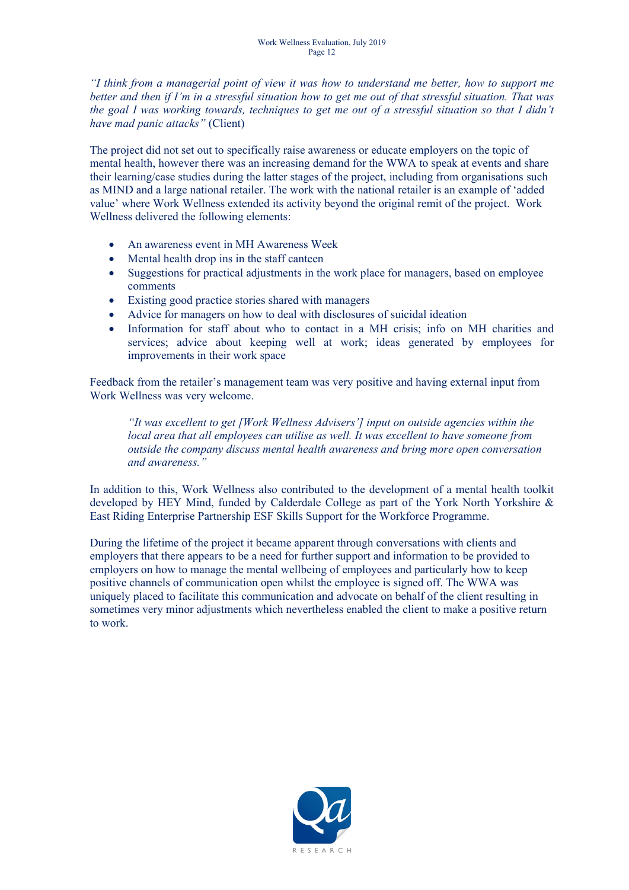*"I think from a managerial point of view it was how to understand me better, how to support me better and then if I'm in a stressful situation how to get me out of that stressful situation. That was the goal I was working towards, techniques to get me out of a stressful situation so that I didn't have mad panic attacks"* (Client)

The project did not set out to specifically raise awareness or educate employers on the topic of mental health, however there was an increasing demand for the WWA to speak at events and share their learning/case studies during the latter stages of the project, including from organisations such as MIND and a large national retailer. The work with the national retailer is an example of 'added value' where Work Wellness extended its activity beyond the original remit of the project. Work Wellness delivered the following elements:

- An awareness event in MH Awareness Week
- Mental health drop ins in the staff canteen
- Suggestions for practical adjustments in the work place for managers, based on employee comments
- Existing good practice stories shared with managers
- Advice for managers on how to deal with disclosures of suicidal ideation
- Information for staff about who to contact in a MH crisis; info on MH charities and services; advice about keeping well at work; ideas generated by employees for improvements in their work space

Feedback from the retailer's management team was very positive and having external input from Work Wellness was very welcome.

> *"It was excellent to get [Work Wellness Advisers'] input on outside agencies within the local area that all employees can utilise as well. It was excellent to have someone from outside the company discuss mental health awareness and bring more open conversation and awareness."*

In addition to this, Work Wellness also contributed to the development of a mental health toolkit developed by HEY Mind, funded by Calderdale College as part of the York North Yorkshire & East Riding Enterprise Partnership ESF Skills Support for the Workforce Programme.

During the lifetime of the project it became apparent through conversations with clients and employers that there appears to be a need for further support and information to be provided to employers on how to manage the mental wellbeing of employees and particularly how to keep positive channels of communication open whilst the employee is signed off. The WWA was uniquely placed to facilitate this communication and advocate on behalf of the client resulting in sometimes very minor adjustments which nevertheless enabled the client to make a positive return to work.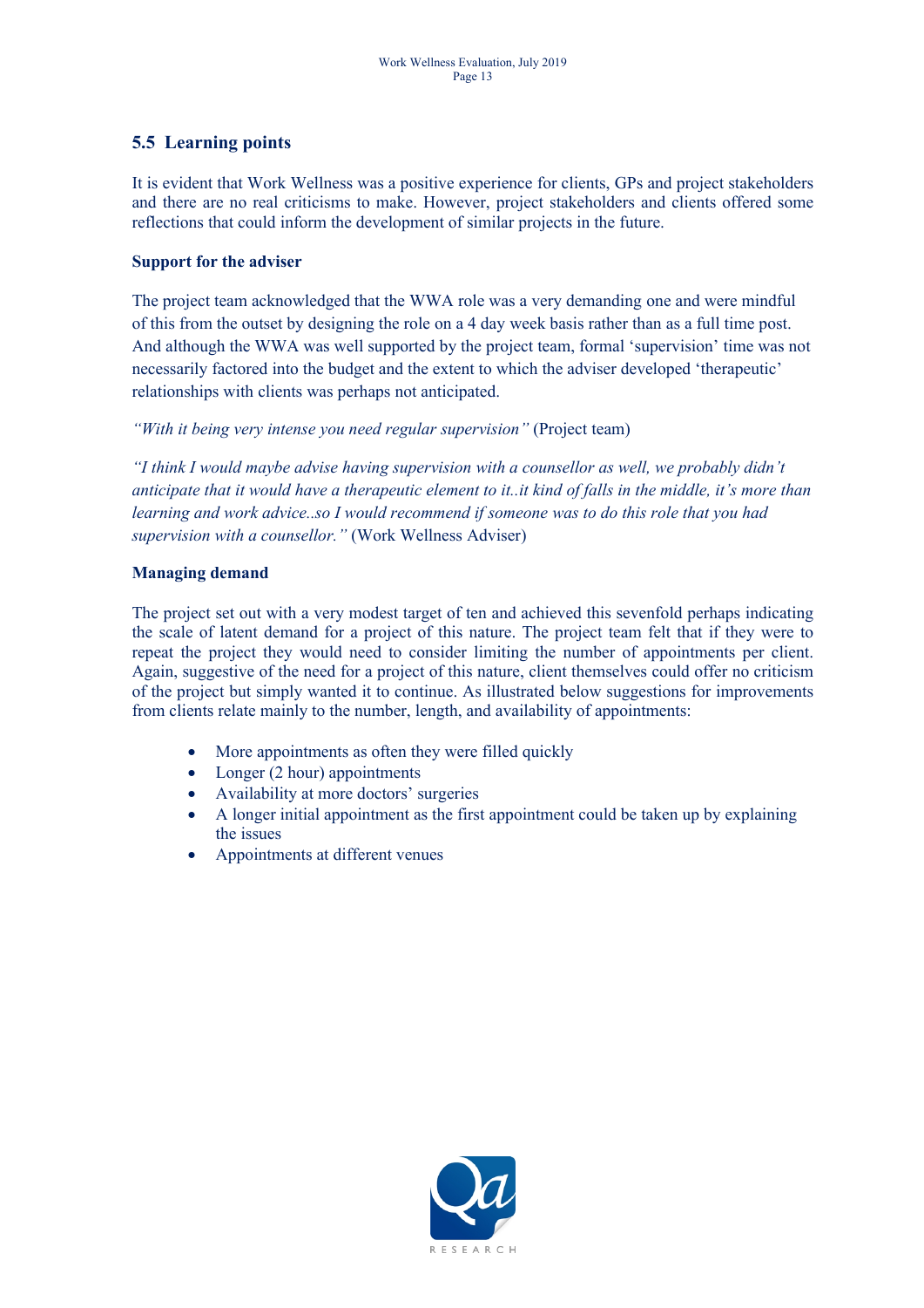## 5.5 Learning points

It is evident that Work Wellness was a positive experience for clients, GPs and project stakeholders and there are no real criticisms to make. However, project stakeholders and clients offered some reflections that could inform the development of similar projects in the future.

**Support for the adviser**

The project team acknowledged that the WWA role was a very demanding one and were mindful of this from the outset by designing the role on a 4 day week basis rather than as a full time post. And although the WWA was well supported by the project team, formal 'supervision' time was not necessarily factored into the budget and the extent to which the adviser developed 'therapeutic' relationships with clients was perhaps not anticipated.

*"With it being very intense you need regular supervision"* (Project team)

*"I think I would maybe advise having supervision with a counsellor as well, we probably didn't anticipate that it would have a therapeutic element to it..it kind of falls in the middle, it's more than learning and work advice..so I would recommend if someone was to do this role that you had supervision with a counsellor."* (Work Wellness Adviser)

**Managing demand**

The project set out with a very modest target of ten and achieved this sevenfold perhaps indicating the scale of latent demand for a project of this nature. The project team felt that if they were to repeat the project they would need to consider limiting the number of appointments per client. Again, suggestive of the need for a project of this nature, client themselves could offer no criticism of the project but simply wanted it to continue. As illustrated below suggestions for improvements from clients relate mainly to the number, length, and availability of appointments:

- More appointments as often they were filled quickly
- Longer (2 hour) appointments
- Availability at more doctors' surgeries
- A longer initial appointment as the first appointment could be taken up by explaining the issues
- Appointments at different venues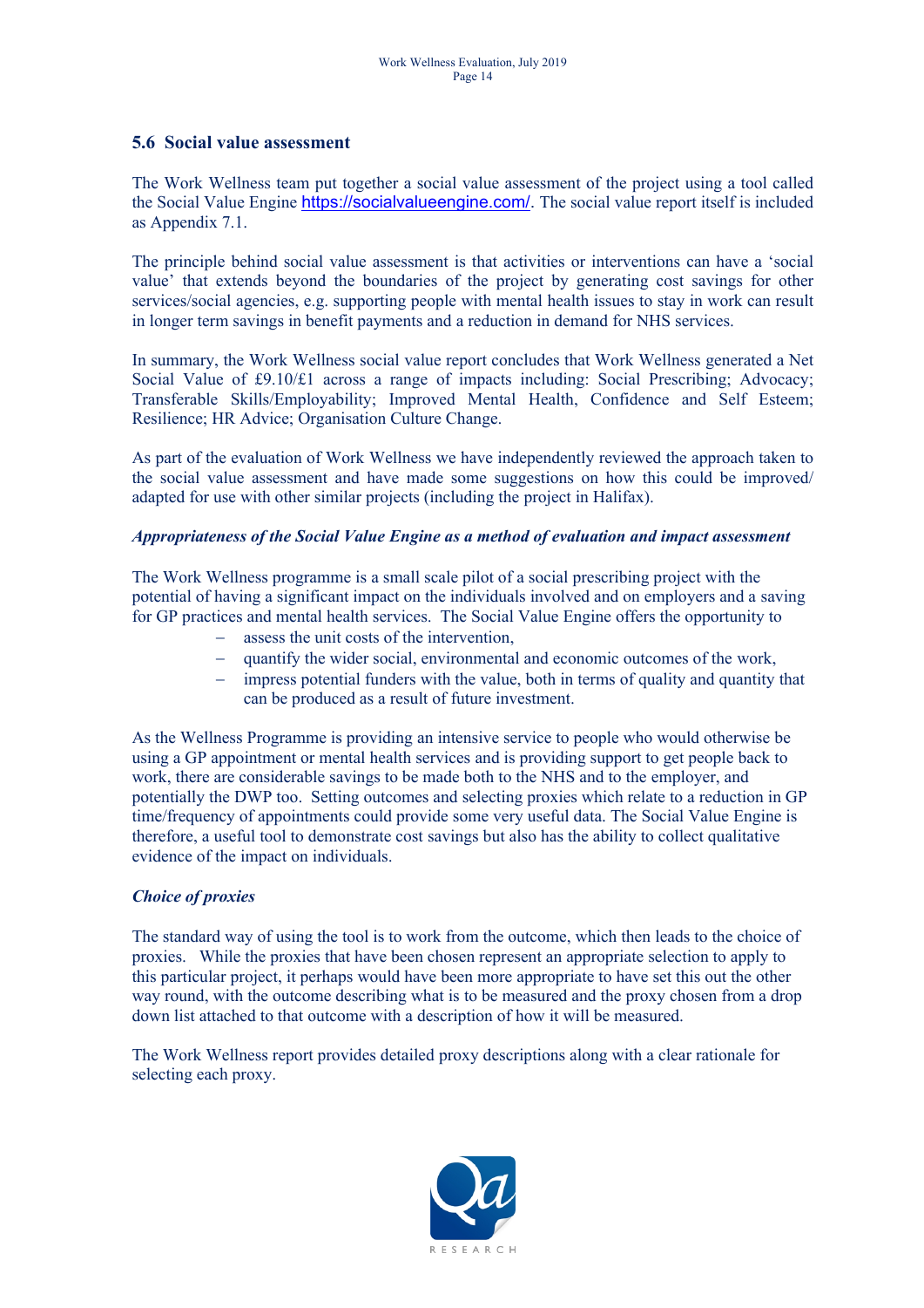## 5.6 Social value assessment

The Work Wellness team put together a social value assessment of the project using a tool called the Social Value Engine https://socialvalueengine.com/. The social value report itself is included as Appendix 7.1.

The principle behind social value assessment is that activities or interventions can have a 'social value' that extends beyond the boundaries of the project by generating cost savings for other services/social agencies, e.g. supporting people with mental health issues to stay in work can result in longer term savings in benefit payments and a reduction in demand for NHS services.

In summary, the Work Wellness social value report concludes that Work Wellness generated a Net Social Value of £9.10/£1 across a range of impacts including: Social Prescribing; Advocacy; Transferable Skills/Employability; Improved Mental Health, Confidence and Self Esteem; Resilience; HR Advice; Organisation Culture Change.

As part of the evaluation of Work Wellness we have independently reviewed the approach taken to the social value assessment and have made some suggestions on how this could be improved/ adapted for use with other similar projects (including the project in Halifax).

***Appropriateness of the Social Value Engine as a method of evaluation and impact assessment***

The Work Wellness programme is a small scale pilot of a social prescribing project with the potential of having a significant impact on the individuals involved and on employers and a saving for GP practices and mental health services. The Social Value Engine offers the opportunity to

- assess the unit costs of the intervention,
- quantify the wider social, environmental and economic outcomes of the work,
- impress potential funders with the value, both in terms of quality and quantity that can be produced as a result of future investment.

As the Wellness Programme is providing an intensive service to people who would otherwise be using a GP appointment or mental health services and is providing support to get people back to work, there are considerable savings to be made both to the NHS and to the employer, and potentially the DWP too. Setting outcomes and selecting proxies which relate to a reduction in GP time/frequency of appointments could provide some very useful data. The Social Value Engine is therefore, a useful tool to demonstrate cost savings but also has the ability to collect qualitative evidence of the impact on individuals.

***Choice of proxies***

The standard way of using the tool is to work from the outcome, which then leads to the choice of proxies. While the proxies that have been chosen represent an appropriate selection to apply to this particular project, it perhaps would have been more appropriate to have set this out the other way round, with the outcome describing what is to be measured and the proxy chosen from a drop down list attached to that outcome with a description of how it will be measured.

The Work Wellness report provides detailed proxy descriptions along with a clear rationale for selecting each proxy.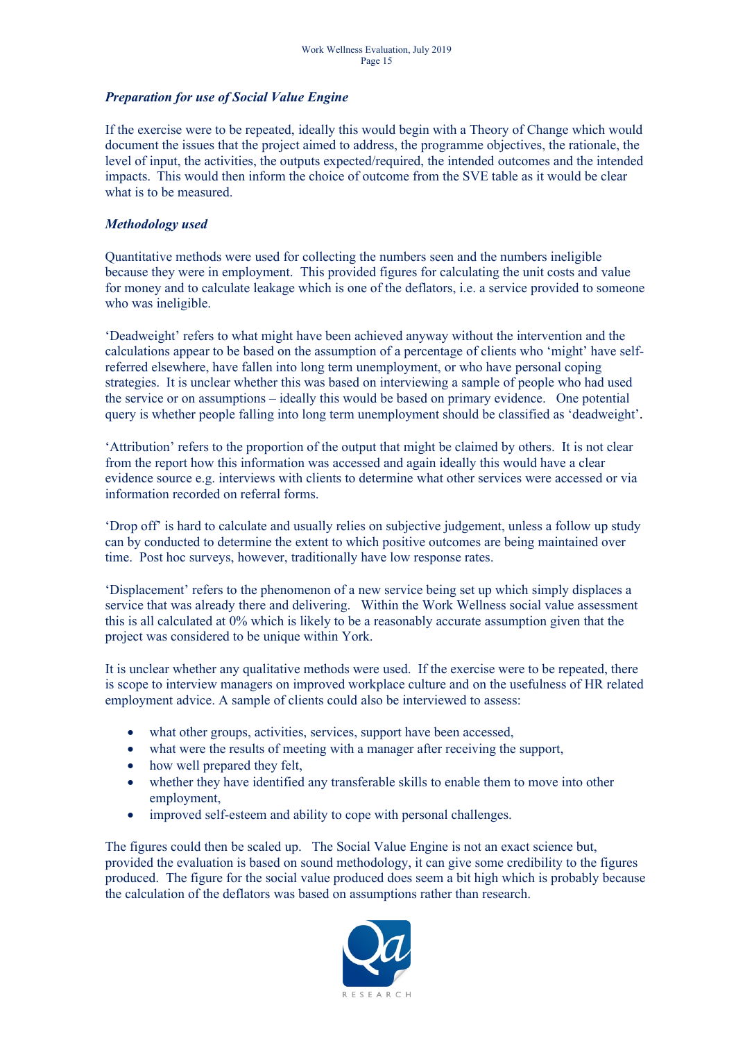***Preparation for use of Social Value Engine***

If the exercise were to be repeated, ideally this would begin with a Theory of Change which would document the issues that the project aimed to address, the programme objectives, the rationale, the level of input, the activities, the outputs expected/required, the intended outcomes and the intended impacts. This would then inform the choice of outcome from the SVE table as it would be clear what is to be measured.

***Methodology used***

Quantitative methods were used for collecting the numbers seen and the numbers ineligible because they were in employment. This provided figures for calculating the unit costs and value for money and to calculate leakage which is one of the deflators, i.e. a service provided to someone who was ineligible.

'Deadweight' refers to what might have been achieved anyway without the intervention and the calculations appear to be based on the assumption of a percentage of clients who 'might' have self-referred elsewhere, have fallen into long term unemployment, or who have personal coping strategies. It is unclear whether this was based on interviewing a sample of people who had used the service or on assumptions – ideally this would be based on primary evidence. One potential query is whether people falling into long term unemployment should be classified as 'deadweight'.

'Attribution' refers to the proportion of the output that might be claimed by others. It is not clear from the report how this information was accessed and again ideally this would have a clear evidence source e.g. interviews with clients to determine what other services were accessed or via information recorded on referral forms.

'Drop off' is hard to calculate and usually relies on subjective judgement, unless a follow up study can by conducted to determine the extent to which positive outcomes are being maintained over time. Post hoc surveys, however, traditionally have low response rates.

'Displacement' refers to the phenomenon of a new service being set up which simply displaces a service that was already there and delivering. Within the Work Wellness social value assessment this is all calculated at 0% which is likely to be a reasonably accurate assumption given that the project was considered to be unique within York.

It is unclear whether any qualitative methods were used. If the exercise were to be repeated, there is scope to interview managers on improved workplace culture and on the usefulness of HR related employment advice. A sample of clients could also be interviewed to assess:

- what other groups, activities, services, support have been accessed,
- what were the results of meeting with a manager after receiving the support,
- how well prepared they felt,
- whether they have identified any transferable skills to enable them to move into other employment,
- improved self-esteem and ability to cope with personal challenges.

The figures could then be scaled up. The Social Value Engine is not an exact science but, provided the evaluation is based on sound methodology, it can give some credibility to the figures produced. The figure for the social value produced does seem a bit high which is probably because the calculation of the deflators was based on assumptions rather than research.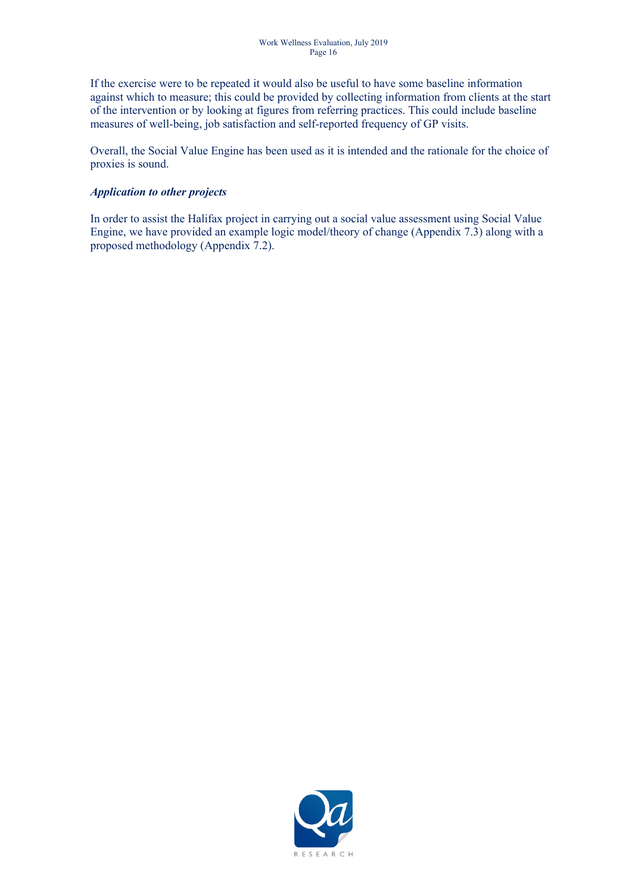If the exercise were to be repeated it would also be useful to have some baseline information against which to measure; this could be provided by collecting information from clients at the start of the intervention or by looking at figures from referring practices. This could include baseline measures of well-being, job satisfaction and self-reported frequency of GP visits.

Overall, the Social Value Engine has been used as it is intended and the rationale for the choice of proxies is sound.

***Application to other projects***

In order to assist the Halifax project in carrying out a social value assessment using Social Value Engine, we have provided an example logic model/theory of change (Appendix 7.3) along with a proposed methodology (Appendix 7.2).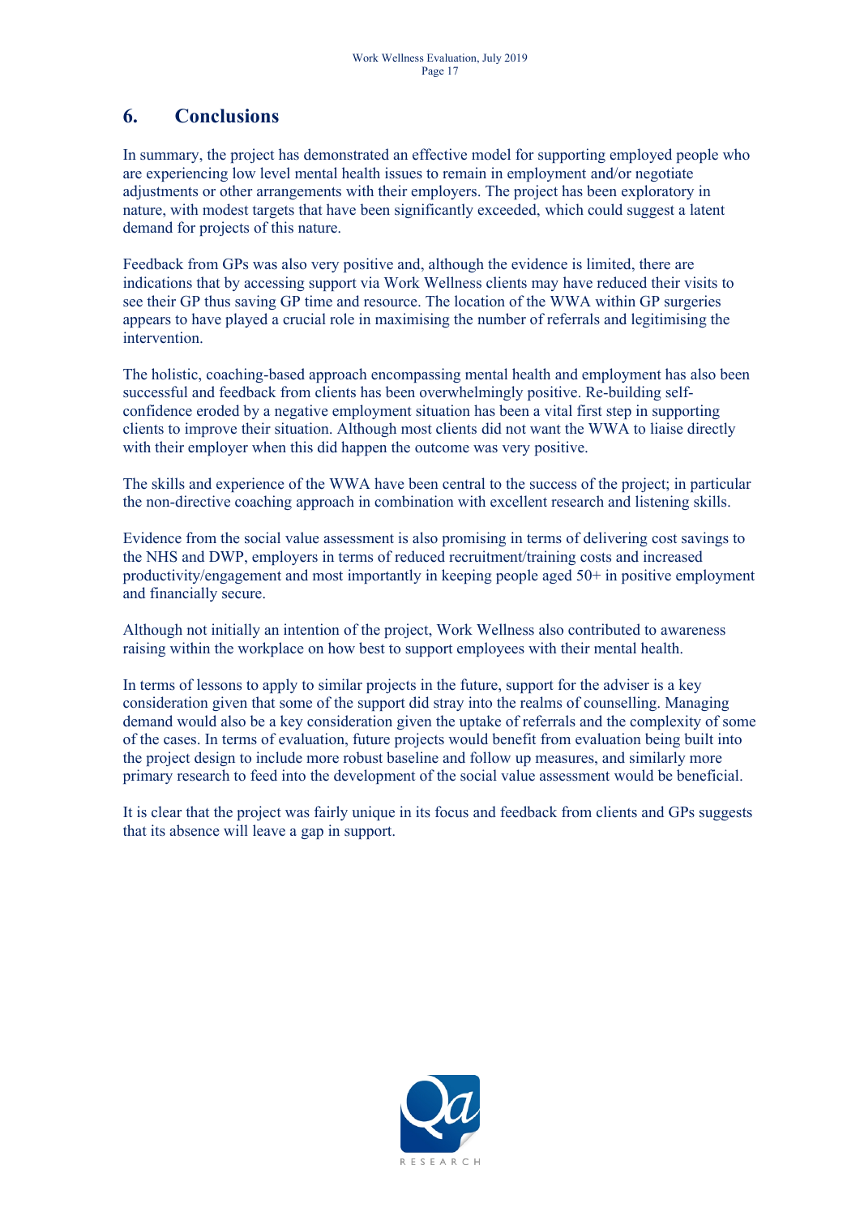# 6. Conclusions

In summary, the project has demonstrated an effective model for supporting employed people who are experiencing low level mental health issues to remain in employment and/or negotiate adjustments or other arrangements with their employers. The project has been exploratory in nature, with modest targets that have been significantly exceeded, which could suggest a latent demand for projects of this nature.

Feedback from GPs was also very positive and, although the evidence is limited, there are indications that by accessing support via Work Wellness clients may have reduced their visits to see their GP thus saving GP time and resource. The location of the WWA within GP surgeries appears to have played a crucial role in maximising the number of referrals and legitimising the intervention.

The holistic, coaching-based approach encompassing mental health and employment has also been successful and feedback from clients has been overwhelmingly positive. Re-building self-confidence eroded by a negative employment situation has been a vital first step in supporting clients to improve their situation. Although most clients did not want the WWA to liaise directly with their employer when this did happen the outcome was very positive.

The skills and experience of the WWA have been central to the success of the project; in particular the non-directive coaching approach in combination with excellent research and listening skills.

Evidence from the social value assessment is also promising in terms of delivering cost savings to the NHS and DWP, employers in terms of reduced recruitment/training costs and increased productivity/engagement and most importantly in keeping people aged 50+ in positive employment and financially secure.

Although not initially an intention of the project, Work Wellness also contributed to awareness raising within the workplace on how best to support employees with their mental health.

In terms of lessons to apply to similar projects in the future, support for the adviser is a key consideration given that some of the support did stray into the realms of counselling. Managing demand would also be a key consideration given the uptake of referrals and the complexity of some of the cases. In terms of evaluation, future projects would benefit from evaluation being built into the project design to include more robust baseline and follow up measures, and similarly more primary research to feed into the development of the social value assessment would be beneficial.

It is clear that the project was fairly unique in its focus and feedback from clients and GPs suggests that its absence will leave a gap in support.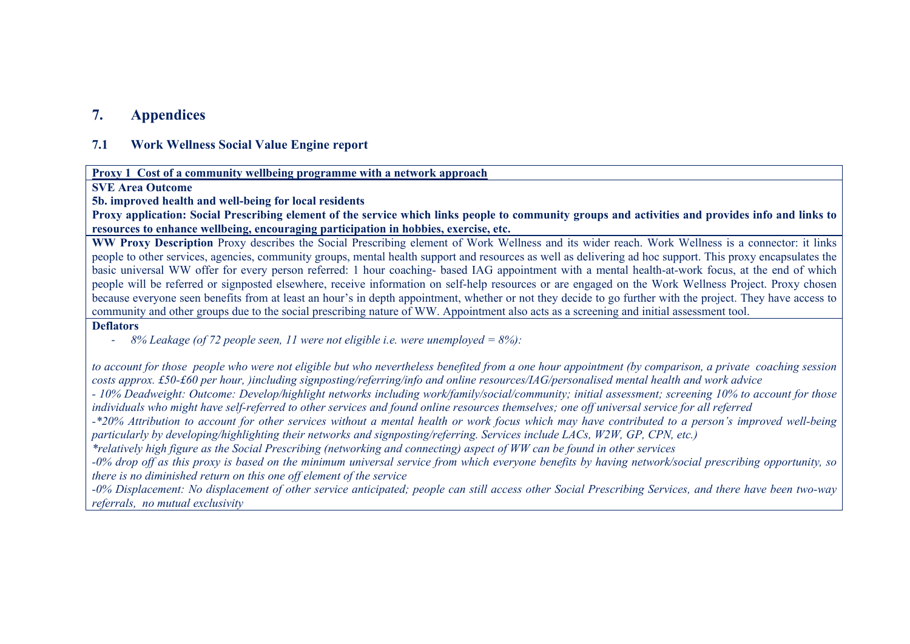## 7. Appendices

### 7.1 Work Wellness Social Value Engine report

**Proxy 1 Cost of a community wellbeing programme with a network approach**

**SVE Area Outcome**

**5b. improved health and well-being for local residents**

**Proxy application: Social Prescribing element of the service which links people to community groups and activities and provides info and links to resources to enhance wellbeing, encouraging participation in hobbies, exercise, etc.**

**WW Proxy Description** Proxy describes the Social Prescribing element of Work Wellness and its wider reach. Work Wellness is a connector: it links people to other services, agencies, community groups, mental health support and resources as well as delivering ad hoc support. This proxy encapsulates the basic universal WW offer for every person referred: 1 hour coaching- based IAG appointment with a mental health-at-work focus, at the end of which people will be referred or signposted elsewhere, receive information on self-help resources or are engaged on the Work Wellness Project. Proxy chosen because everyone seen benefits from at least an hour's in depth appointment, whether or not they decide to go further with the project. They have access to community and other groups due to the social prescribing nature of WW. Appointment also acts as a screening and initial assessment tool.

**Deflators**

- *8% Leakage (of 72 people seen, 11 were not eligible i.e. were unemployed = 8%):*

*to account for those people who were not eligible but who nevertheless benefited from a one hour appointment (by comparison, a private coaching session costs approx. £50-£60 per hour, )including signposting/referring/info and online resources/IAG/personalised mental health and work advice*

*- 10% Deadweight: Outcome: Develop/highlight networks including work/family/social/community; initial assessment; screening 10% to account for those individuals who might have self-referred to other services and found online resources themselves; one off universal service for all referred*

*-*20% Attribution to account for other services without a mental health or work focus which may have contributed to a person's improved well-being particularly by developing/highlighting their networks and signposting/referring. Services include LACs, W2W, GP, CPN, etc.)*

**relatively high figure as the Social Prescribing (networking and connecting) aspect of WW can be found in other services*

*-0% drop off as this proxy is based on the minimum universal service from which everyone benefits by having network/social prescribing opportunity, so there is no diminished return on this one off element of the service*

*-0% Displacement: No displacement of other service anticipated; people can still access other Social Prescribing Services, and there have been two-way referrals, no mutual exclusivity*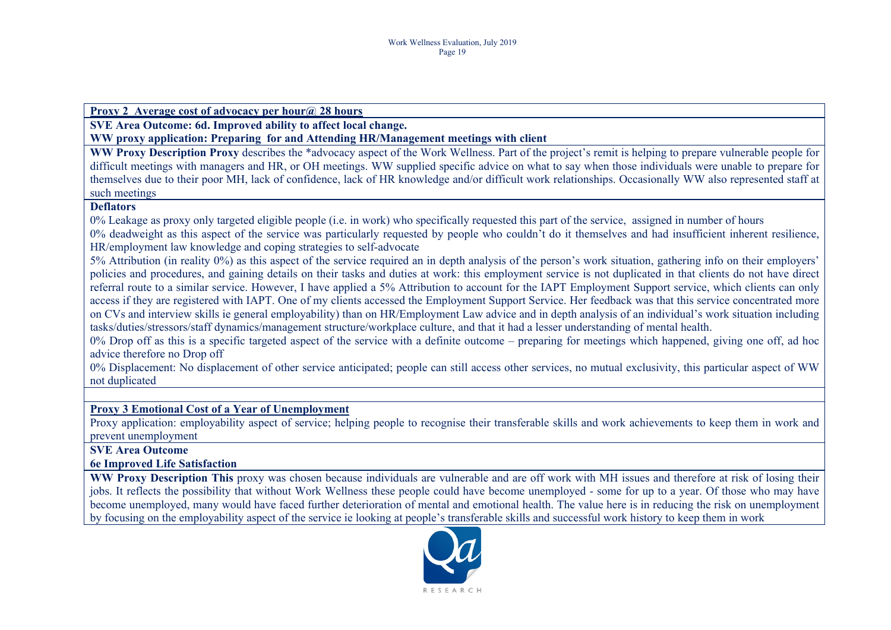**Proxy 2 Average cost of advocacy per hour@ 28 hours**

**SVE Area Outcome: 6d. Improved ability to affect local change.**

**WW proxy application: Preparing for and Attending HR/Management meetings with client**

**WW Proxy Description Proxy** describes the *advocacy aspect of the Work Wellness. Part of the project's remit is helping to prepare vulnerable people for difficult meetings with managers and HR, or OH meetings. WW supplied specific advice on what to say when those individuals were unable to prepare for themselves due to their poor MH, lack of confidence, lack of HR knowledge and/or difficult work relationships. Occasionally WW also represented staff at such meetings

**Deflators**

0% Leakage as proxy only targeted eligible people (i.e. in work) who specifically requested this part of the service, assigned in number of hours

0% deadweight as this aspect of the service was particularly requested by people who couldn't do it themselves and had insufficient inherent resilience, HR/employment law knowledge and coping strategies to self-advocate

5% Attribution (in reality 0%) as this aspect of the service required an in depth analysis of the person's work situation, gathering info on their employers' policies and procedures, and gaining details on their tasks and duties at work: this employment service is not duplicated in that clients do not have direct referral route to a similar service. However, I have applied a 5% Attribution to account for the IAPT Employment Support service, which clients can only access if they are registered with IAPT. One of my clients accessed the Employment Support Service. Her feedback was that this service concentrated more on CVs and interview skills ie general employability) than on HR/Employment Law advice and in depth analysis of an individual's work situation including tasks/duties/stressors/staff dynamics/management structure/workplace culture, and that it had a lesser understanding of mental health.

0% Drop off as this is a specific targeted aspect of the service with a definite outcome – preparing for meetings which happened, giving one off, ad hoc advice therefore no Drop off

0% Displacement: No displacement of other service anticipated; people can still access other services, no mutual exclusivity, this particular aspect of WW not duplicated

**Proxy 3 Emotional Cost of a Year of Unemployment**

Proxy application: employability aspect of service; helping people to recognise their transferable skills and work achievements to keep them in work and prevent unemployment

**SVE Area Outcome**

**6e Improved Life Satisfaction**

**WW Proxy Description This** proxy was chosen because individuals are vulnerable and are off work with MH issues and therefore at risk of losing their jobs. It reflects the possibility that without Work Wellness these people could have become unemployed - some for up to a year. Of those who may have become unemployed, many would have faced further deterioration of mental and emotional health. The value here is in reducing the risk on unemployment by focusing on the employability aspect of the service ie looking at people's transferable skills and successful work history to keep them in work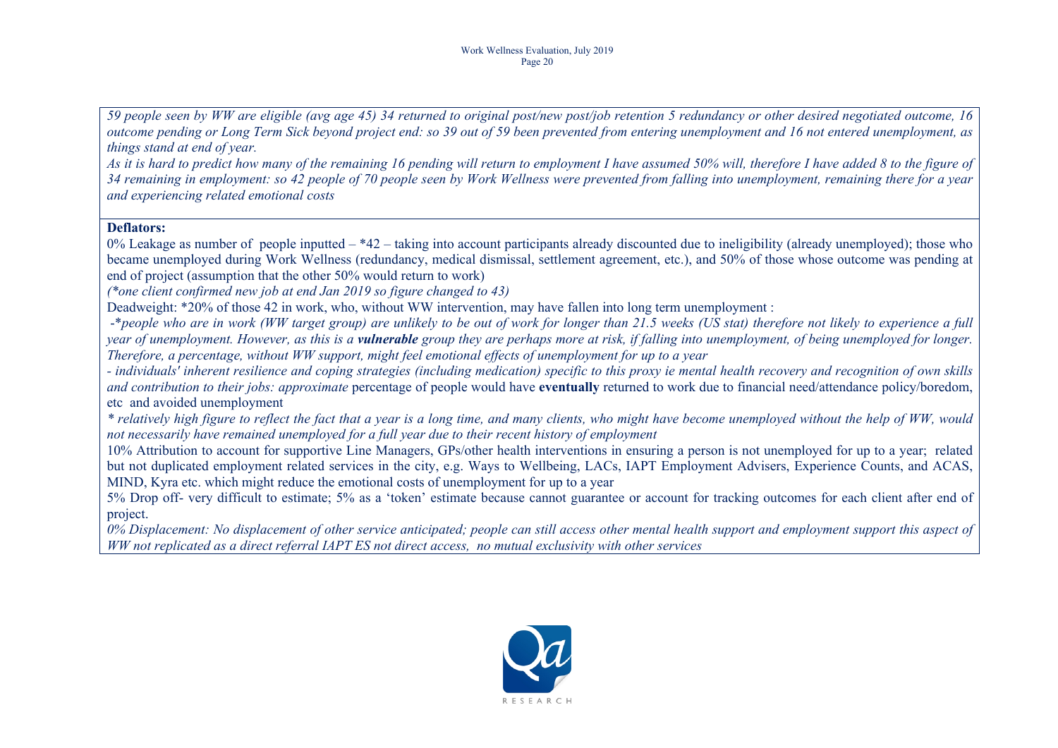*59 people seen by WW are eligible (avg age 45) 34 returned to original post/new post/job retention 5 redundancy or other desired negotiated outcome, 16 outcome pending or Long Term Sick beyond project end: so 39 out of 59 been prevented from entering unemployment and 16 not entered unemployment, as things stand at end of year.*

*As it is hard to predict how many of the remaining 16 pending will return to employment I have assumed 50% will, therefore I have added 8 to the figure of 34 remaining in employment: so 42 people of 70 people seen by Work Wellness were prevented from falling into unemployment, remaining there for a year and experiencing related emotional costs*

**Deflators:**

0% Leakage as number of people inputted – *42 – taking into account participants already discounted due to ineligibility (already unemployed); those who became unemployed during Work Wellness (redundancy, medical dismissal, settlement agreement, etc.), and 50% of those whose outcome was pending at end of project (assumption that the other 50% would return to work)

*(*one client confirmed new job at end Jan 2019 so figure changed to 43)*

Deadweight: *20% of those 42 in work, who, without WW intervention, may have fallen into long term unemployment :

*-*people who are in work (WW target group) are unlikely to be out of work for longer than 21.5 weeks (US stat) therefore not likely to experience a full year of unemployment. However, as this is a **vulnerable** group they are perhaps more at risk, if falling into unemployment, of being unemployed for longer. Therefore, a percentage, without WW support, might feel emotional effects of unemployment for up to a year*

*- individuals' inherent resilience and coping strategies (including medication) specific to this proxy ie mental health recovery and recognition of own skills and contribution to their jobs: approximate* percentage of people would have **eventually** returned to work due to financial need/attendance policy/boredom, etc and avoided unemployment

*\* relatively high figure to reflect the fact that a year is a long time, and many clients, who might have become unemployed without the help of WW, would not necessarily have remained unemployed for a full year due to their recent history of employment*

10% Attribution to account for supportive Line Managers, GPs/other health interventions in ensuring a person is not unemployed for up to a year; related but not duplicated employment related services in the city, e.g. Ways to Wellbeing, LACs, IAPT Employment Advisers, Experience Counts, and ACAS, MIND, Kyra etc. which might reduce the emotional costs of unemployment for up to a year

5% Drop off- very difficult to estimate; 5% as a 'token' estimate because cannot guarantee or account for tracking outcomes for each client after end of project.

*0% Displacement: No displacement of other service anticipated; people can still access other mental health support and employment support this aspect of WW not replicated as a direct referral IAPT ES not direct access, no mutual exclusivity with other services*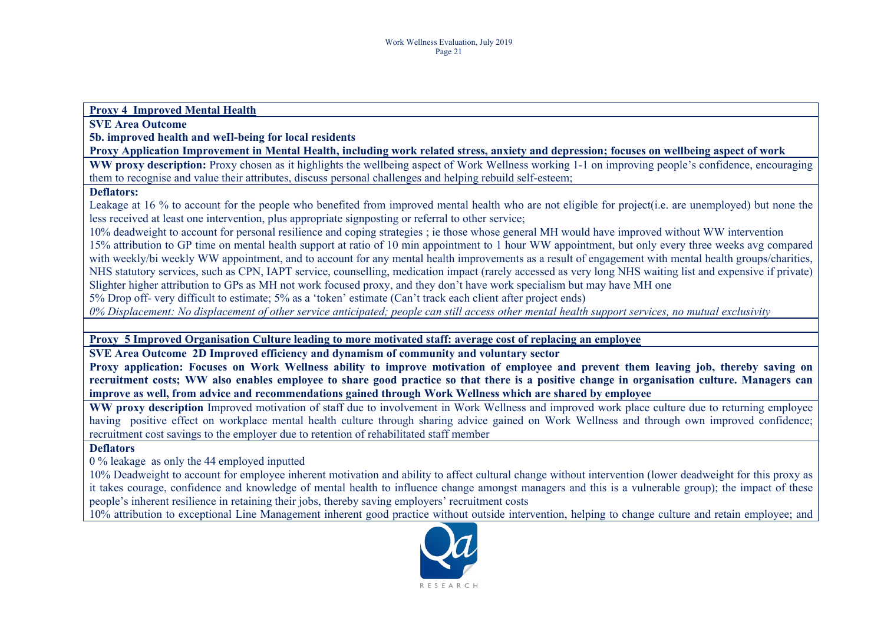**Proxy 4 Improved Mental Health**

**SVE Area Outcome**

**5b. improved health and well-being for local residents**

**Proxy Application Improvement in Mental Health, including work related stress, anxiety and depression; focuses on wellbeing aspect of work**

**WW proxy description:** Proxy chosen as it highlights the wellbeing aspect of Work Wellness working 1-1 on improving people's confidence, encouraging them to recognise and value their attributes, discuss personal challenges and helping rebuild self-esteem;

**Deflators:**

Leakage at 16 % to account for the people who benefited from improved mental health who are not eligible for project(i.e. are unemployed) but none the less received at least one intervention, plus appropriate signposting or referral to other service;

10% deadweight to account for personal resilience and coping strategies ; ie those whose general MH would have improved without WW intervention

15% attribution to GP time on mental health support at ratio of 10 min appointment to 1 hour WW appointment, but only every three weeks avg compared with weekly/bi weekly WW appointment, and to account for any mental health improvements as a result of engagement with mental health groups/charities, NHS statutory services, such as CPN, IAPT service, counselling, medication impact (rarely accessed as very long NHS waiting list and expensive if private) Slighter higher attribution to GPs as MH not work focused proxy, and they don't have work specialism but may have MH one

5% Drop off- very difficult to estimate; 5% as a 'token' estimate (Can't track each client after project ends)

*0% Displacement: No displacement of other service anticipated; people can still access other mental health support services, no mutual exclusivity*

**Proxy 5 Improved Organisation Culture leading to more motivated staff: average cost of replacing an employee**

**SVE Area Outcome 2D Improved efficiency and dynamism of community and voluntary sector**

**Proxy application: Focuses on Work Wellness ability to improve motivation of employee and prevent them leaving job, thereby saving on recruitment costs; WW also enables employee to share good practice so that there is a positive change in organisation culture. Managers can improve as well, from advice and recommendations gained through Work Wellness which are shared by employee**

**WW proxy description** Improved motivation of staff due to involvement in Work Wellness and improved work place culture due to returning employee having positive effect on workplace mental health culture through sharing advice gained on Work Wellness and through own improved confidence; recruitment cost savings to the employer due to retention of rehabilitated staff member

**Deflators**

0 % leakage as only the 44 employed inputted

10% Deadweight to account for employee inherent motivation and ability to affect cultural change without intervention (lower deadweight for this proxy as it takes courage, confidence and knowledge of mental health to influence change amongst managers and this is a vulnerable group); the impact of these people's inherent resilience in retaining their jobs, thereby saving employers' recruitment costs

10% attribution to exceptional Line Management inherent good practice without outside intervention, helping to change culture and retain employee; and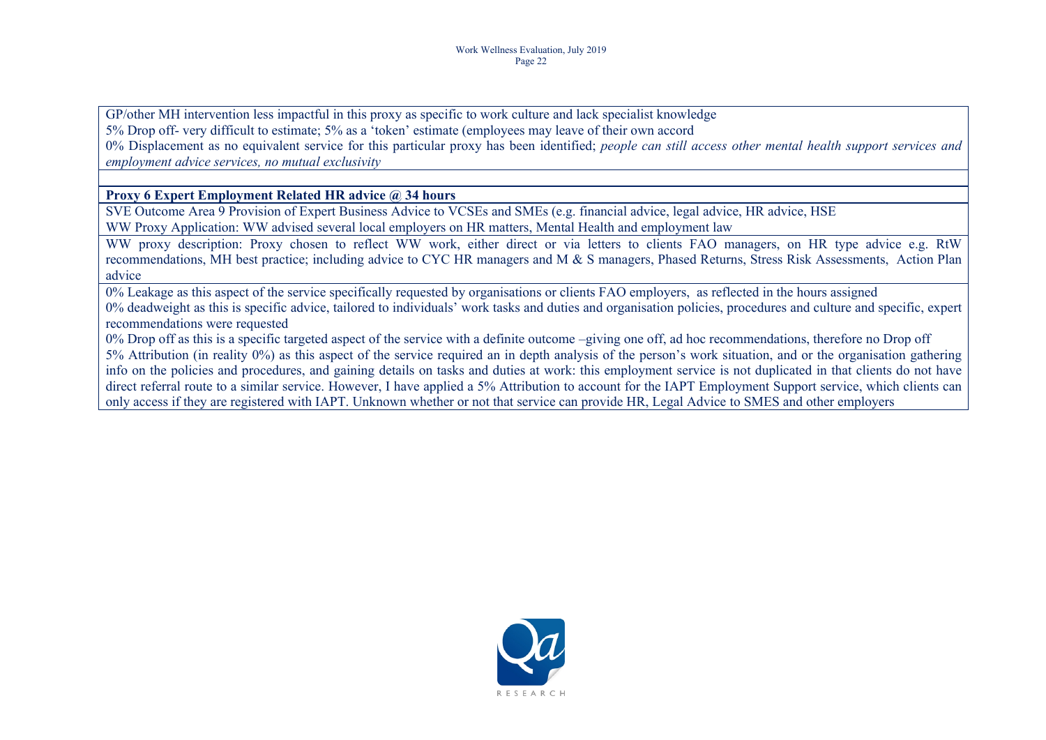GP/other MH intervention less impactful in this proxy as specific to work culture and lack specialist knowledge

5% Drop off- very difficult to estimate; 5% as a 'token' estimate (employees may leave of their own accord

0% Displacement as no equivalent service for this particular proxy has been identified; *people can still access other mental health support services and employment advice services, no mutual exclusivity*

**Proxy 6 Expert Employment Related HR advice @ 34 hours**

SVE Outcome Area 9 Provision of Expert Business Advice to VCSEs and SMEs (e.g. financial advice, legal advice, HR advice, HSE

WW Proxy Application: WW advised several local employers on HR matters, Mental Health and employment law

WW proxy description: Proxy chosen to reflect WW work, either direct or via letters to clients FAO managers, on HR type advice e.g. RtW recommendations, MH best practice; including advice to CYC HR managers and M & S managers, Phased Returns, Stress Risk Assessments, Action Plan advice

0% Leakage as this aspect of the service specifically requested by organisations or clients FAO employers, as reflected in the hours assigned

0% deadweight as this is specific advice, tailored to individuals' work tasks and duties and organisation policies, procedures and culture and specific, expert recommendations were requested

0% Drop off as this is a specific targeted aspect of the service with a definite outcome –giving one off, ad hoc recommendations, therefore no Drop off

5% Attribution (in reality 0%) as this aspect of the service required an in depth analysis of the person's work situation, and or the organisation gathering info on the policies and procedures, and gaining details on tasks and duties at work: this employment service is not duplicated in that clients do not have direct referral route to a similar service. However, I have applied a 5% Attribution to account for the IAPT Employment Support service, which clients can only access if they are registered with IAPT. Unknown whether or not that service can provide HR, Legal Advice to SMES and other employers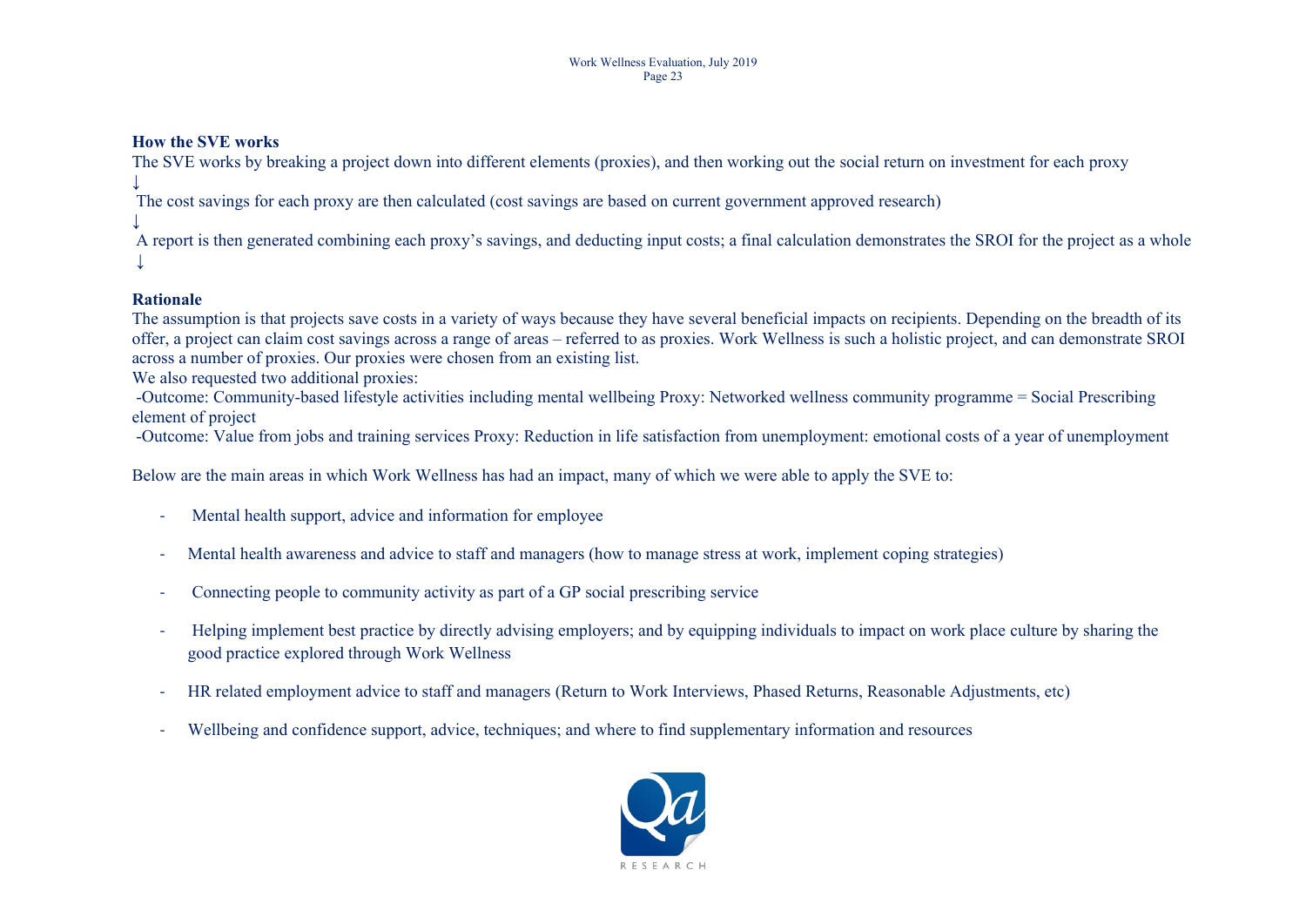**How the SVE works**

The SVE works by breaking a project down into different elements (proxies), and then working out the social return on investment for each proxy

↓

The cost savings for each proxy are then calculated (cost savings are based on current government approved research)

↓

A report is then generated combining each proxy's savings, and deducting input costs; a final calculation demonstrates the SROI for the project as a whole

↓

**Rationale**

The assumption is that projects save costs in a variety of ways because they have several beneficial impacts on recipients. Depending on the breadth of its offer, a project can claim cost savings across a range of areas – referred to as proxies. Work Wellness is such a holistic project, and can demonstrate SROI across a number of proxies. Our proxies were chosen from an existing list.

We also requested two additional proxies:

-Outcome: Community-based lifestyle activities including mental wellbeing Proxy: Networked wellness community programme = Social Prescribing element of project

-Outcome: Value from jobs and training services Proxy: Reduction in life satisfaction from unemployment: emotional costs of a year of unemployment

Below are the main areas in which Work Wellness has had an impact, many of which we were able to apply the SVE to:

- Mental health support, advice and information for employee
- Mental health awareness and advice to staff and managers (how to manage stress at work, implement coping strategies)
- Connecting people to community activity as part of a GP social prescribing service
- Helping implement best practice by directly advising employers; and by equipping individuals to impact on work place culture by sharing the good practice explored through Work Wellness
- HR related employment advice to staff and managers (Return to Work Interviews, Phased Returns, Reasonable Adjustments, etc)
- Wellbeing and confidence support, advice, techniques; and where to find supplementary information and resources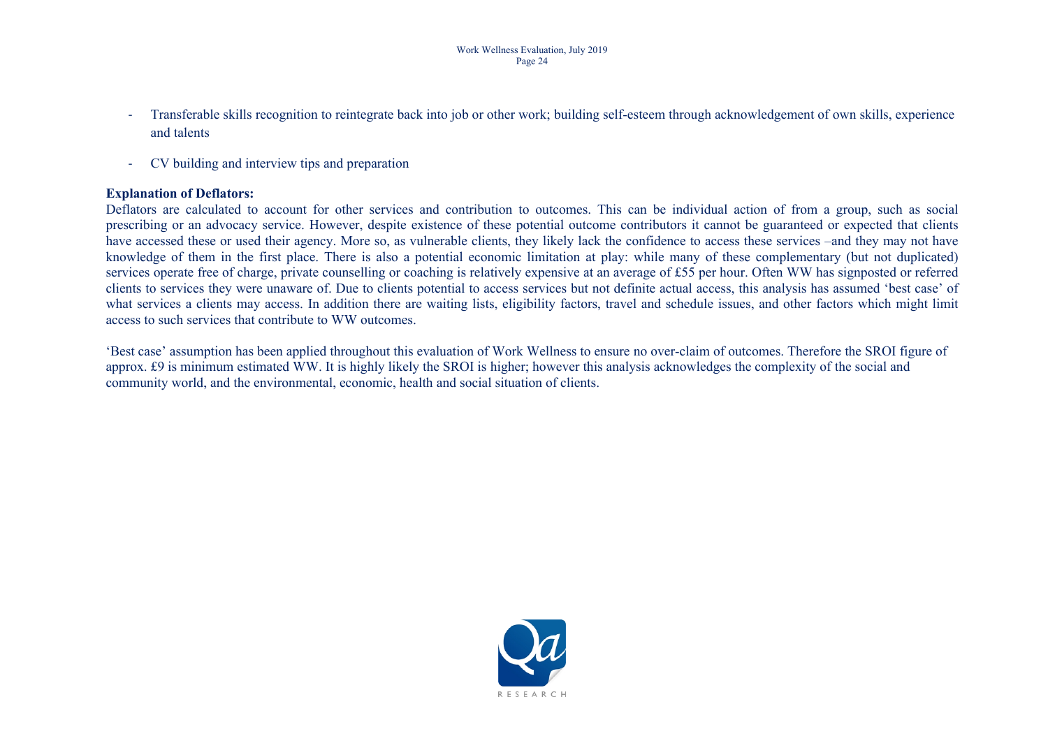- Transferable skills recognition to reintegrate back into job or other work; building self-esteem through acknowledgement of own skills, experience and talents

- CV building and interview tips and preparation

**Explanation of Deflators:**

Deflators are calculated to account for other services and contribution to outcomes. This can be individual action of from a group, such as social prescribing or an advocacy service. However, despite existence of these potential outcome contributors it cannot be guaranteed or expected that clients have accessed these or used their agency. More so, as vulnerable clients, they likely lack the confidence to access these services –and they may not have knowledge of them in the first place. There is also a potential economic limitation at play: while many of these complementary (but not duplicated) services operate free of charge, private counselling or coaching is relatively expensive at an average of £55 per hour. Often WW has signposted or referred clients to services they were unaware of. Due to clients potential to access services but not definite actual access, this analysis has assumed 'best case' of what services a clients may access. In addition there are waiting lists, eligibility factors, travel and schedule issues, and other factors which might limit access to such services that contribute to WW outcomes.

'Best case' assumption has been applied throughout this evaluation of Work Wellness to ensure no over-claim of outcomes. Therefore the SROI figure of approx. £9 is minimum estimated WW. It is highly likely the SROI is higher; however this analysis acknowledges the complexity of the social and community world, and the environmental, economic, health and social situation of clients.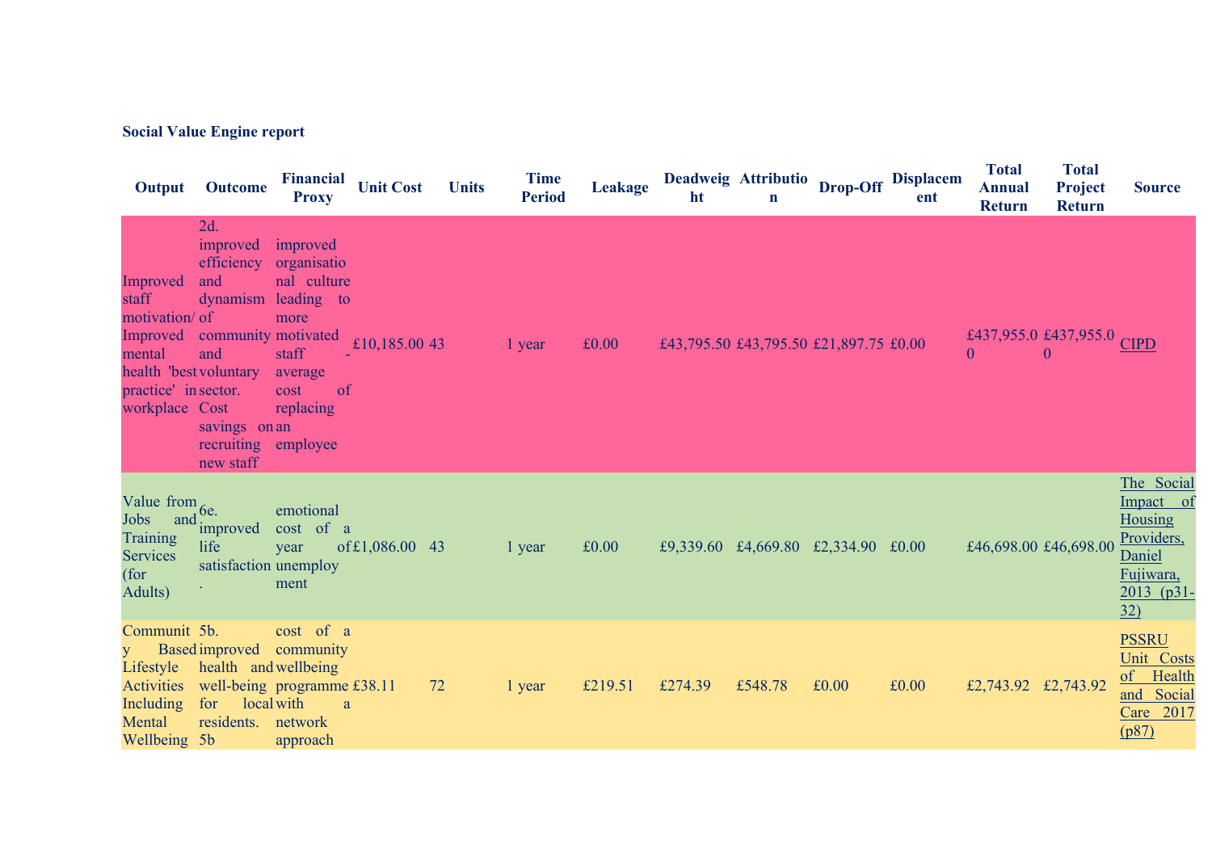**Social Value Engine report**

| Output | Outcome | Financial Proxy | Unit Cost | Units | Time Period | Leakage | Deadweight | Attribution | Drop-Off | Displacement | Total Annual Return | Total Project Return | Source |
|---|---|---|---|---|---|---|---|---|---|---|---|---|---|
| Improved staff motivation/ Improved mental health 'best practice' in workplace | 2d. improved efficiency and dynamism of community and voluntary sector. Cost savings on recruiting new staff | improved organisational culture leading to more motivated staff - average cost of replacing an employee | £10,185.00 | 43 | 1 year | £0.00 | £43,795.50 | £43,795.50 | £21,897.75 | £0.00 | £437,955.00 | £437,955.00 | CIPD |
| Value from Jobs and Training Services (for Adults) | 6e. improved life satisfaction. | emotional cost of a year of unemployment | £1,086.00 | 43 | 1 year | £0.00 | £9,339.60 | £4,669.80 | £2,334.90 | £0.00 | £46,698.00 | £46,698.00 | The Social Impact of Housing Providers, Daniel Fujiwara, 2013 (p31-32) |
| Community Based Lifestyle Activities Including Mental Wellbeing | 5b. improved health and well-being for local residents. 5b | cost of a community wellbeing programme with a network approach | £38.11 | 72 | 1 year | £219.51 | £274.39 | £548.78 | £0.00 | £0.00 | £2,743.92 | £2,743.92 | PSSRU Unit Costs of Health and Social Care 2017 (p87) |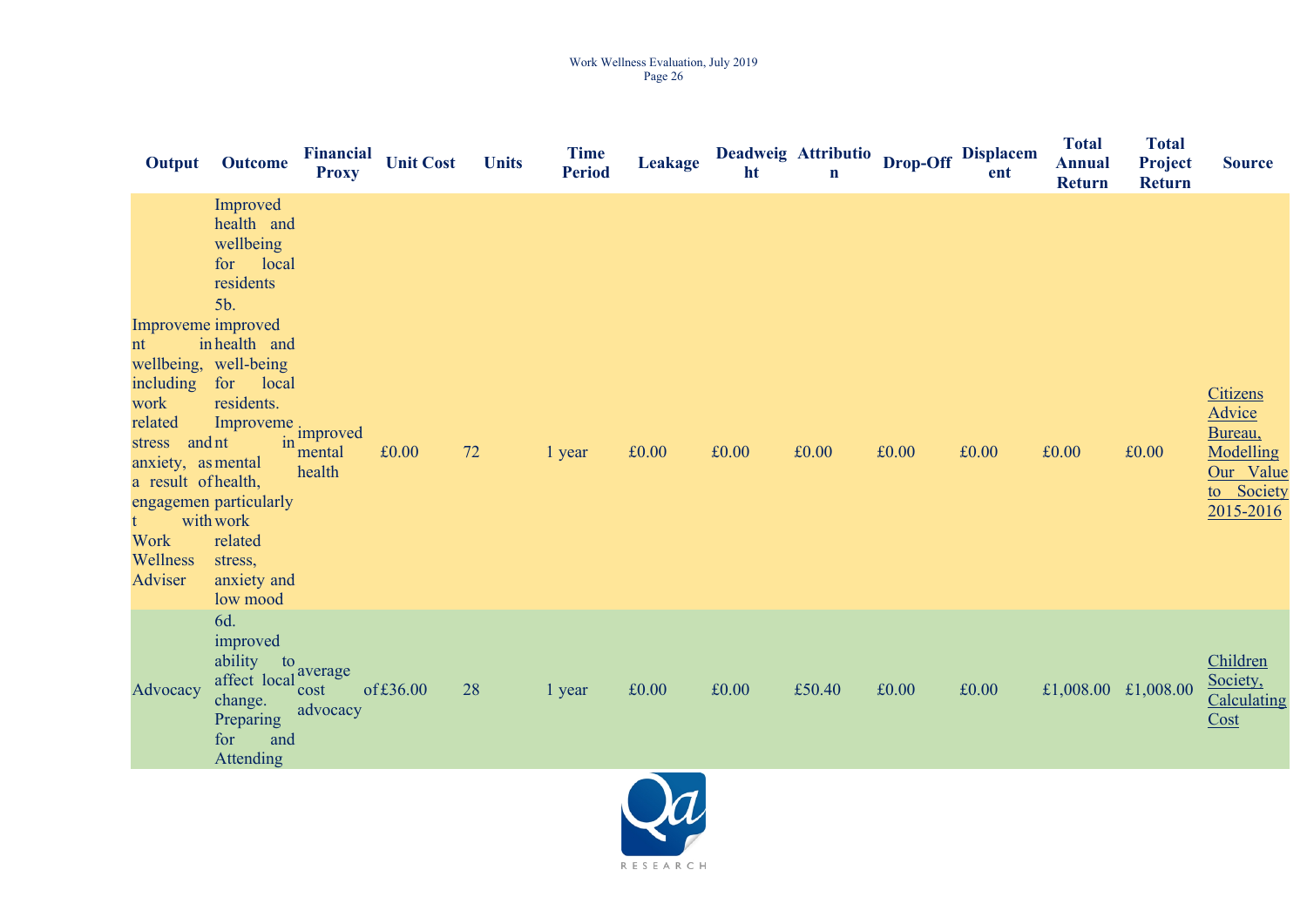| Output | Outcome | Financial Proxy | Unit Cost | Units | Time Period | Leakage | Deadweight | Attribution | Drop-Off | Displacement | Total Annual Return | Total Project Return | Source |
|---|---|---|---|---|---|---|---|---|---|---|---|---|---|
| Improvement in wellbeing, including work related stress and anxiety, as a result of engagement with Work Wellness Adviser | Improved health and wellbeing for local residents 5b. improved health and well-being for local residents. Improvement in mental health, particularly work related stress, anxiety and low mood | improved mental health | £0.00 | 72 | 1 year | £0.00 | £0.00 | £0.00 | £0.00 | £0.00 | £0.00 | £0.00 | Citizens Advice Bureau, Modelling Our Value to Society 2015-2016 |
| Advocacy | 6d. improved ability to affect local change. Preparing for and Attending | average cost of advocacy | £36.00 | 28 | 1 year | £0.00 | £0.00 | £50.40 | £0.00 | £0.00 | £1,008.00 | £1,008.00 | Children Society, Calculating Cost |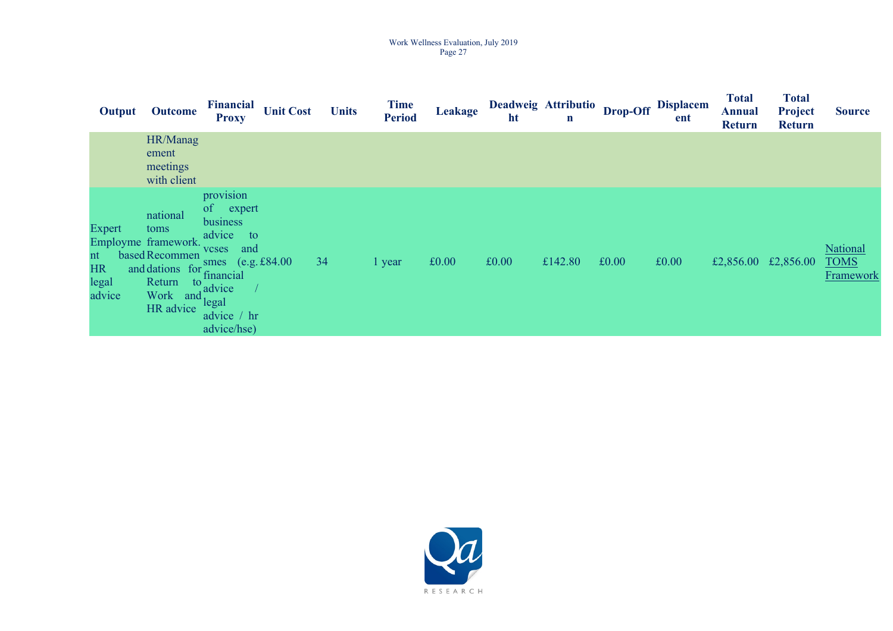| Output | Outcome | Financial Proxy | Unit Cost | Units | Time Period | Leakage | Deadweight | Attribution | Drop-Off | Displacement | Total Annual Return | Total Project Return | Source |
|---|---|---|---|---|---|---|---|---|---|---|---|---|---|
| | HR/Management meetings with client | | | | | | | | | | | | |
| Expert Employment based HR and legal advice | national toms framework. Recommendations for Return to Work and HR advice | provision of expert business advice to vcses and smes (e.g. financial advice / legal advice / hr advice/hse) | £84.00 | 34 | 1 year | £0.00 | £0.00 | £142.80 | £0.00 | £0.00 | £2,856.00 | £2,856.00 | National TOMS Framework |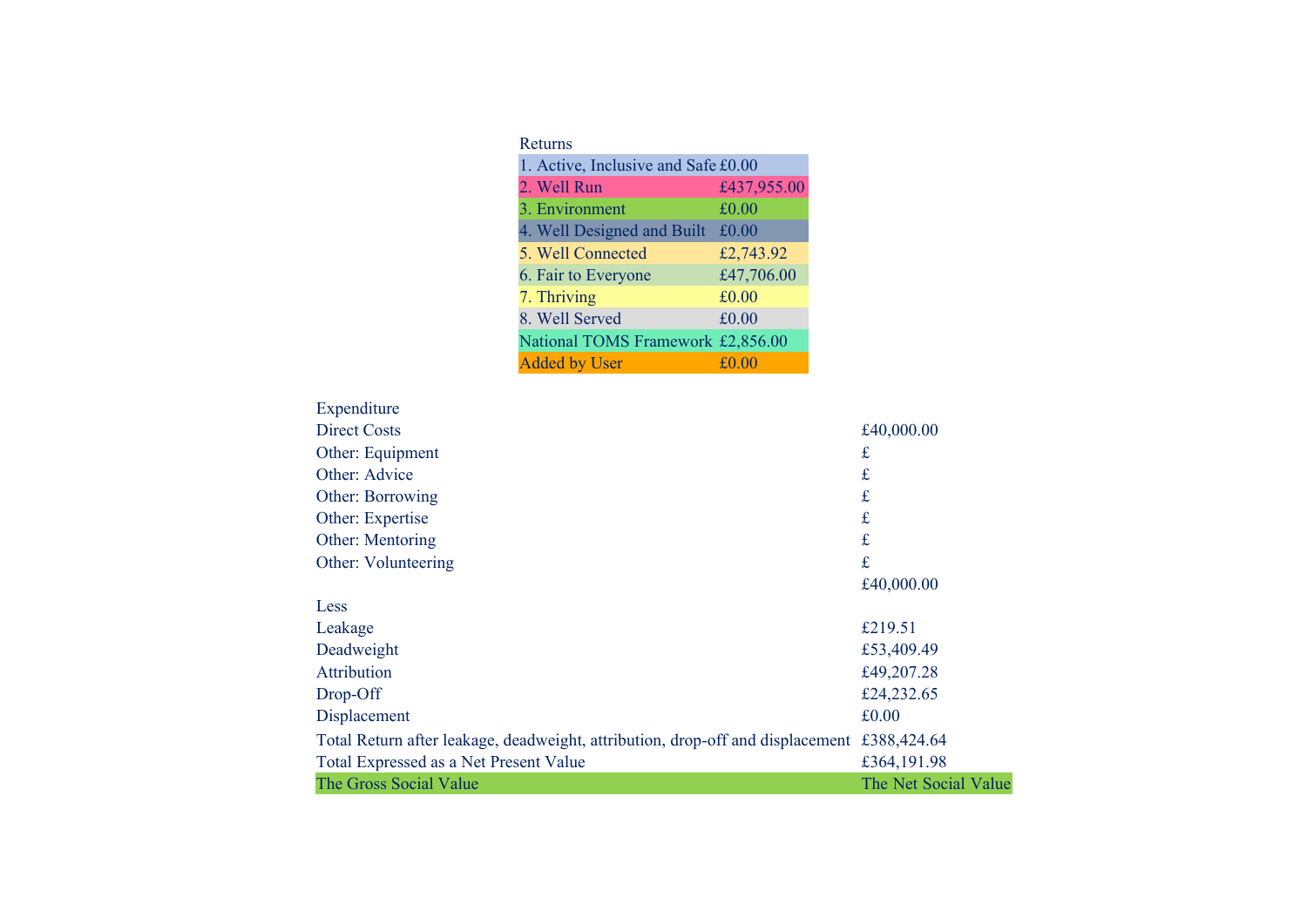| Returns | |
|---|---|
| 1. Active, Inclusive and Safe | £0.00 |
| 2. Well Run | £437,955.00 |
| 3. Environment | £0.00 |
| 4. Well Designed and Built | £0.00 |
| 5. Well Connected | £2,743.92 |
| 6. Fair to Everyone | £47,706.00 |
| 7. Thriving | £0.00 |
| 8. Well Served | £0.00 |
| National TOMS Framework | £2,856.00 |
| Added by User | £0.00 |

| Expenditure | |
|---|---|
| Direct Costs | £40,000.00 |
| Other: Equipment | £ |
| Other: Advice | £ |
| Other: Borrowing | £ |
| Other: Expertise | £ |
| Other: Mentoring | £ |
| Other: Volunteering | £ |
| | £40,000.00 |
| Less | |
| Leakage | £219.51 |
| Deadweight | £53,409.49 |
| Attribution | £49,207.28 |
| Drop-Off | £24,232.65 |
| Displacement | £0.00 |
| Total Return after leakage, deadweight, attribution, drop-off and displacement | £388,424.64 |
| Total Expressed as a Net Present Value | £364,191.98 |
| The Gross Social Value | The Net Social Value |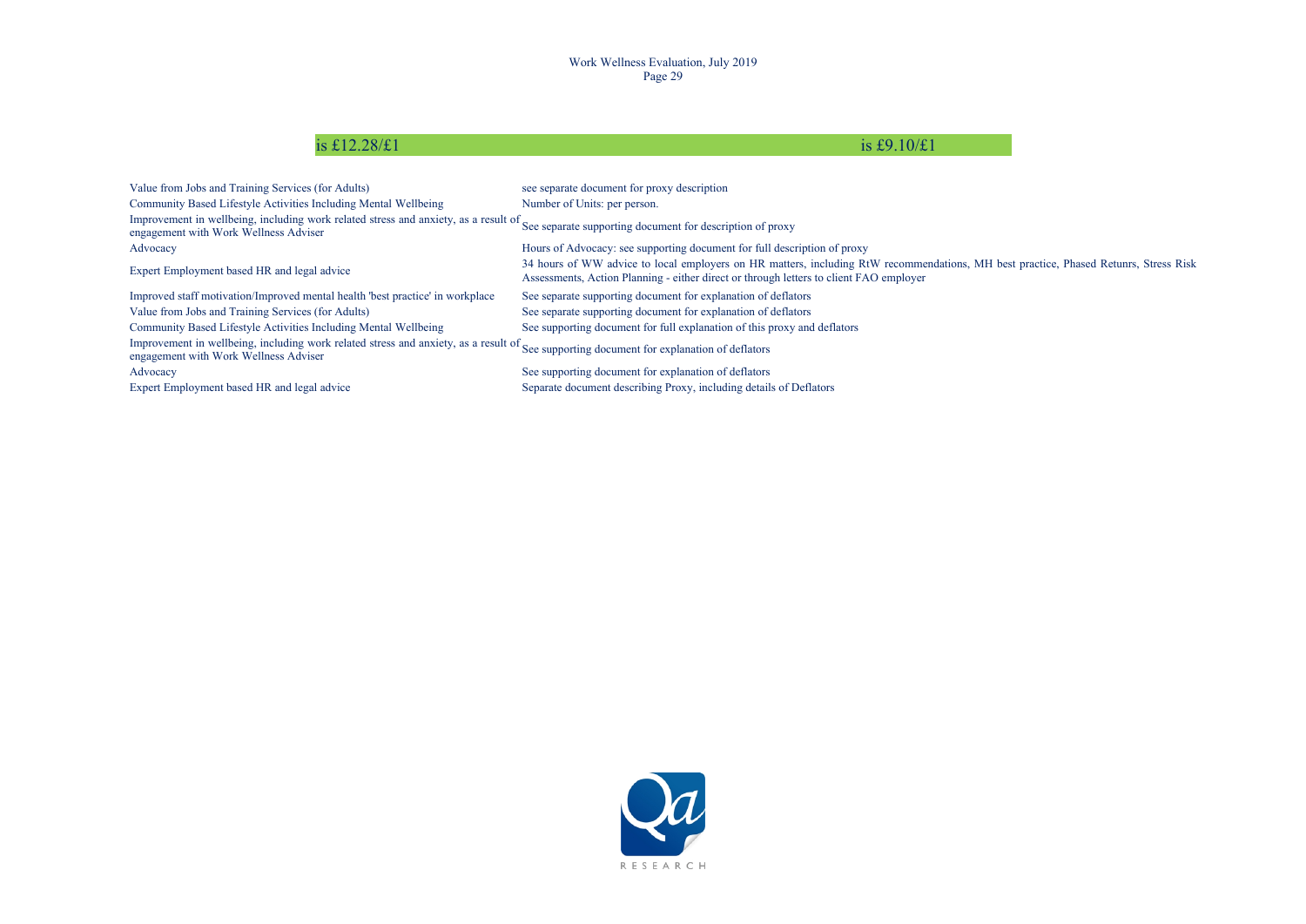| is £12.28/£1 | is £9.10/£1 |
|---|---|

| | |
|---|---|
| Value from Jobs and Training Services (for Adults) | see separate document for proxy description |
| Community Based Lifestyle Activities Including Mental Wellbeing | Number of Units: per person. |
| Improvement in wellbeing, including work related stress and anxiety, as a result of engagement with Work Wellness Adviser | See separate supporting document for description of proxy |
| Advocacy | Hours of Advocacy: see supporting document for full description of proxy |
| Expert Employment based HR and legal advice | 34 hours of WW advice to local employers on HR matters, including RtW recommendations, MH best practice, Phased Retunrs, Stress Risk Assessments, Action Planning - either direct or through letters to client FAO employer |
| Improved staff motivation/Improved mental health 'best practice' in workplace | See separate supporting document for explanation of deflators |
| Value from Jobs and Training Services (for Adults) | See separate supporting document for explanation of deflators |
| Community Based Lifestyle Activities Including Mental Wellbeing | See supporting document for full explanation of this proxy and deflators |
| Improvement in wellbeing, including work related stress and anxiety, as a result of engagement with Work Wellness Adviser | See supporting document for explanation of deflators |
| Advocacy | See supporting document for explanation of deflators |
| Expert Employment based HR and legal advice | Separate document describing Proxy, including details of Deflators |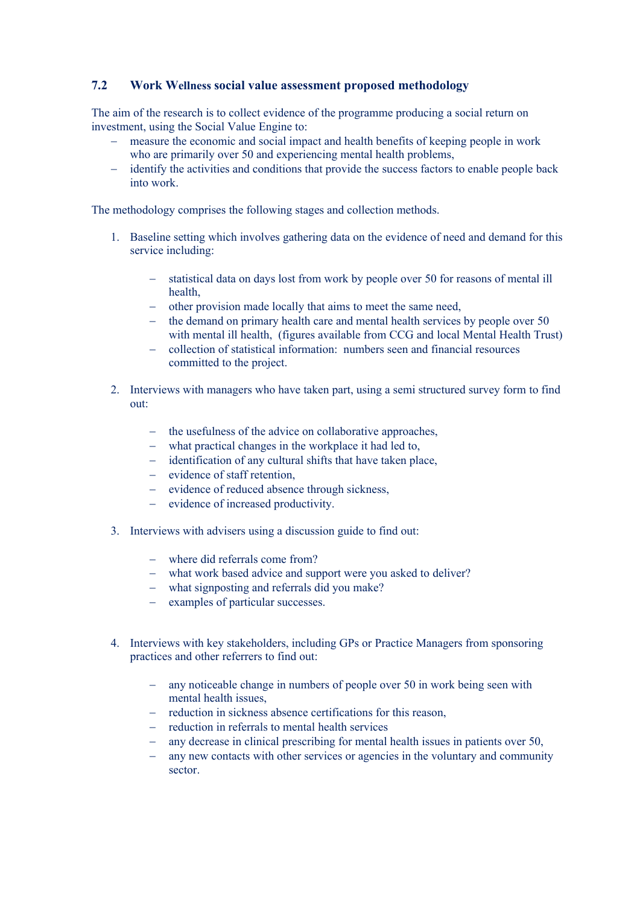### 7.2 Work Wellness social value assessment proposed methodology

The aim of the research is to collect evidence of the programme producing a social return on investment, using the Social Value Engine to:

- measure the economic and social impact and health benefits of keeping people in work who are primarily over 50 and experiencing mental health problems,
- identify the activities and conditions that provide the success factors to enable people back into work.

The methodology comprises the following stages and collection methods.

1. Baseline setting which involves gathering data on the evidence of need and demand for this service including:

    - statistical data on days lost from work by people over 50 for reasons of mental ill health,
    - other provision made locally that aims to meet the same need,
    - the demand on primary health care and mental health services by people over 50 with mental ill health, (figures available from CCG and local Mental Health Trust)
    - collection of statistical information: numbers seen and financial resources committed to the project.

2. Interviews with managers who have taken part, using a semi structured survey form to find out:

    - the usefulness of the advice on collaborative approaches,
    - what practical changes in the workplace it had led to,
    - identification of any cultural shifts that have taken place,
    - evidence of staff retention,
    - evidence of reduced absence through sickness,
    - evidence of increased productivity.

3. Interviews with advisers using a discussion guide to find out:

    - where did referrals come from?
    - what work based advice and support were you asked to deliver?
    - what signposting and referrals did you make?
    - examples of particular successes.

4. Interviews with key stakeholders, including GPs or Practice Managers from sponsoring practices and other referrers to find out:

    - any noticeable change in numbers of people over 50 in work being seen with mental health issues,
    - reduction in sickness absence certifications for this reason,
    - reduction in referrals to mental health services
    - any decrease in clinical prescribing for mental health issues in patients over 50,
    - any new contacts with other services or agencies in the voluntary and community sector.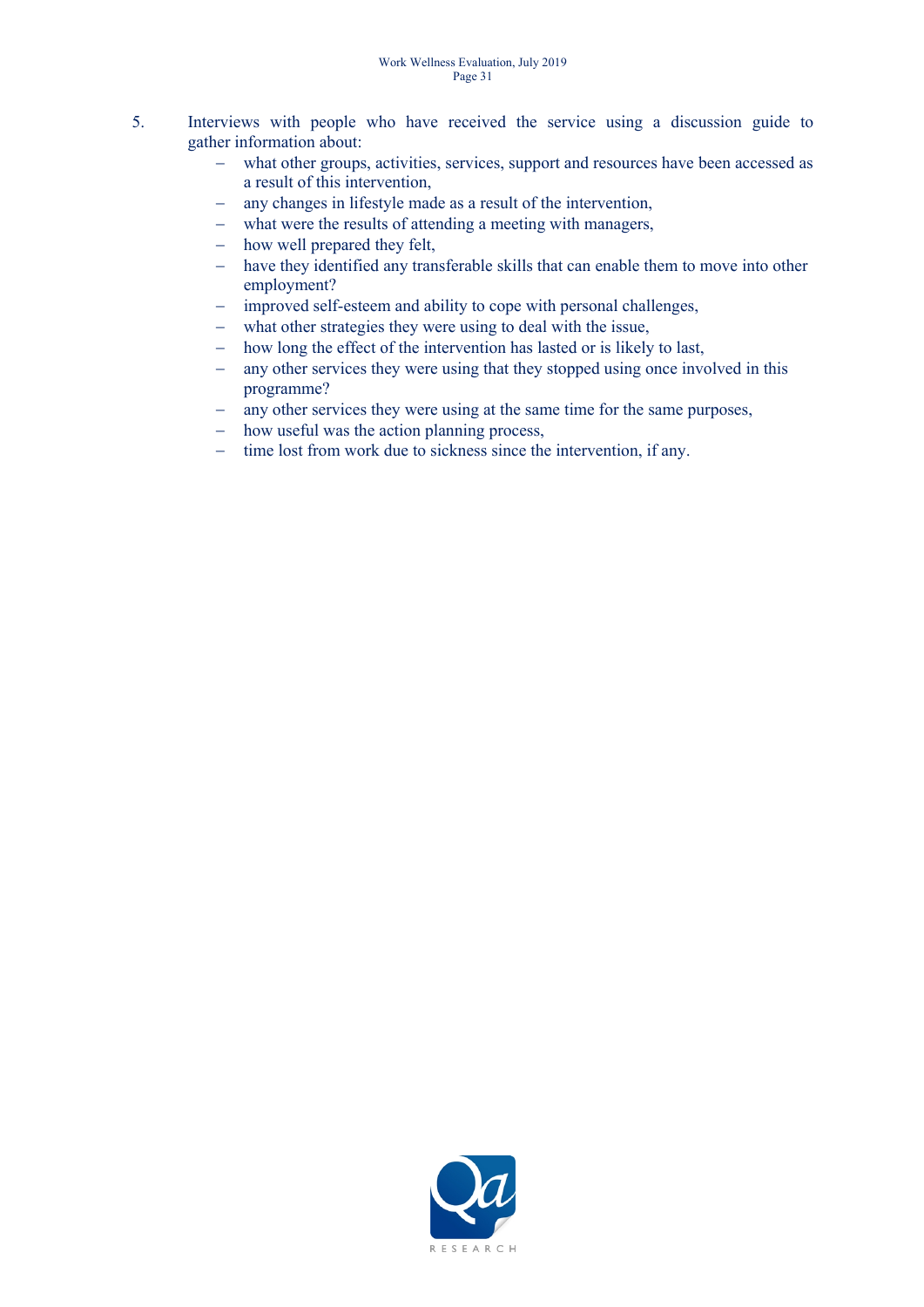5. Interviews with people who have received the service using a discussion guide to gather information about:
   - what other groups, activities, services, support and resources have been accessed as a result of this intervention,
   - any changes in lifestyle made as a result of the intervention,
   - what were the results of attending a meeting with managers,
   - how well prepared they felt,
   - have they identified any transferable skills that can enable them to move into other employment?
   - improved self-esteem and ability to cope with personal challenges,
   - what other strategies they were using to deal with the issue,
   - how long the effect of the intervention has lasted or is likely to last,
   - any other services they were using that they stopped using once involved in this programme?
   - any other services they were using at the same time for the same purposes,
   - how useful was the action planning process,
   - time lost from work due to sickness since the intervention, if any.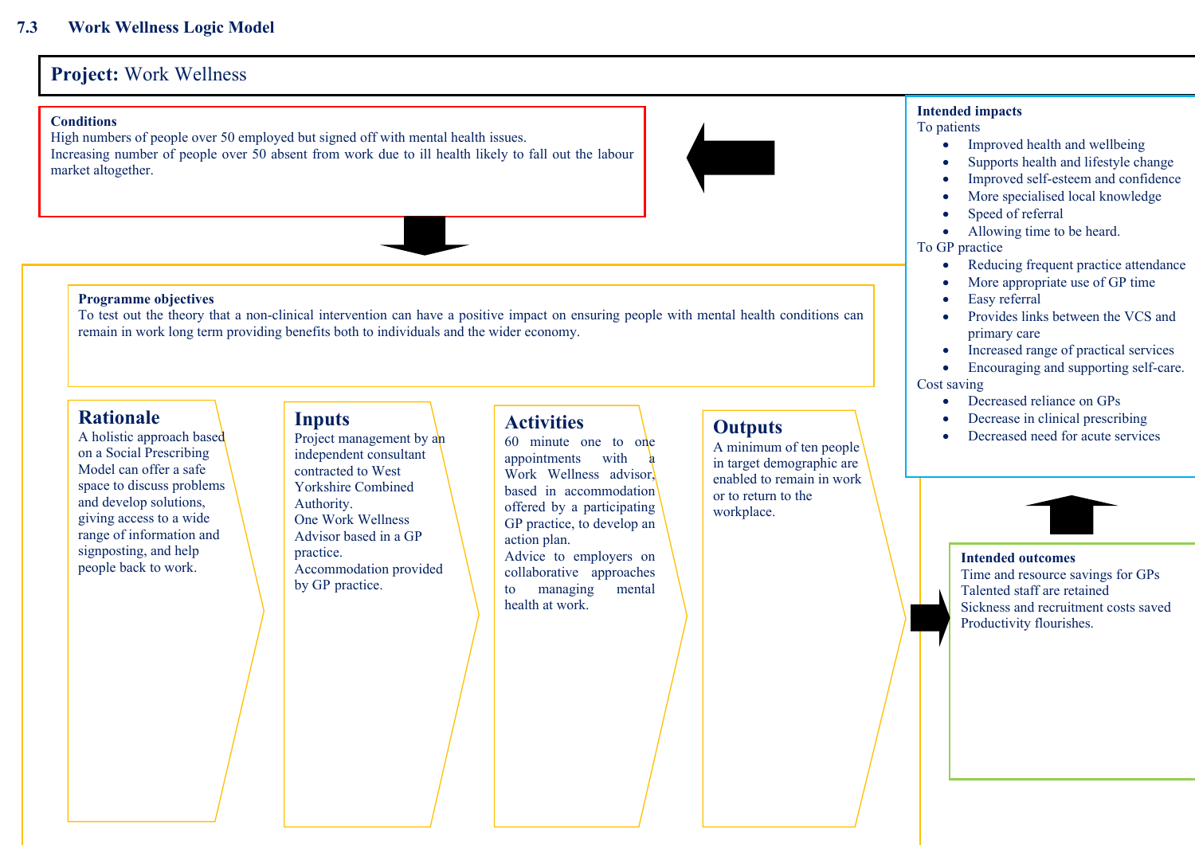### 7.3 Work Wellness Logic Model

**Project:** Work Wellness

**Conditions**

High numbers of people over 50 employed but signed off with mental health issues.
Increasing number of people over 50 absent from work due to ill health likely to fall out the labour market altogether.

**Programme objectives**

To test out the theory that a non-clinical intervention can have a positive impact on ensuring people with mental health conditions can remain in work long term providing benefits both to individuals and the wider economy.

**Rationale**

A holistic approach based on a Social Prescribing Model can offer a safe space to discuss problems and develop solutions, giving access to a wide range of information and signposting, and help people back to work.

**Inputs**

Project management by an independent consultant contracted to West Yorkshire Combined Authority.
One Work Wellness Advisor based in a GP practice.
Accommodation provided by GP practice.

**Activities**

60 minute one to one appointments with a Work Wellness advisor, based in accommodation offered by a participating GP practice, to develop an action plan.
Advice to employers on collaborative approaches to managing mental health at work.

**Outputs**

A minimum of ten people in target demographic are enabled to remain in work or to return to the workplace.

**Intended outcomes**

Time and resource savings for GPs
Talented staff are retained
Sickness and recruitment costs saved
Productivity flourishes.

**Intended impacts**

To patients

- Improved health and wellbeing
- Supports health and lifestyle change
- Improved self-esteem and confidence
- More specialised local knowledge
- Speed of referral
- Allowing time to be heard.

To GP practice

- Reducing frequent practice attendance
- More appropriate use of GP time
- Easy referral
- Provides links between the VCS and primary care
- Increased range of practical services
- Encouraging and supporting self-care.

Cost saving

- Decreased reliance on GPs
- Decrease in clinical prescribing
- Decreased need for acute services